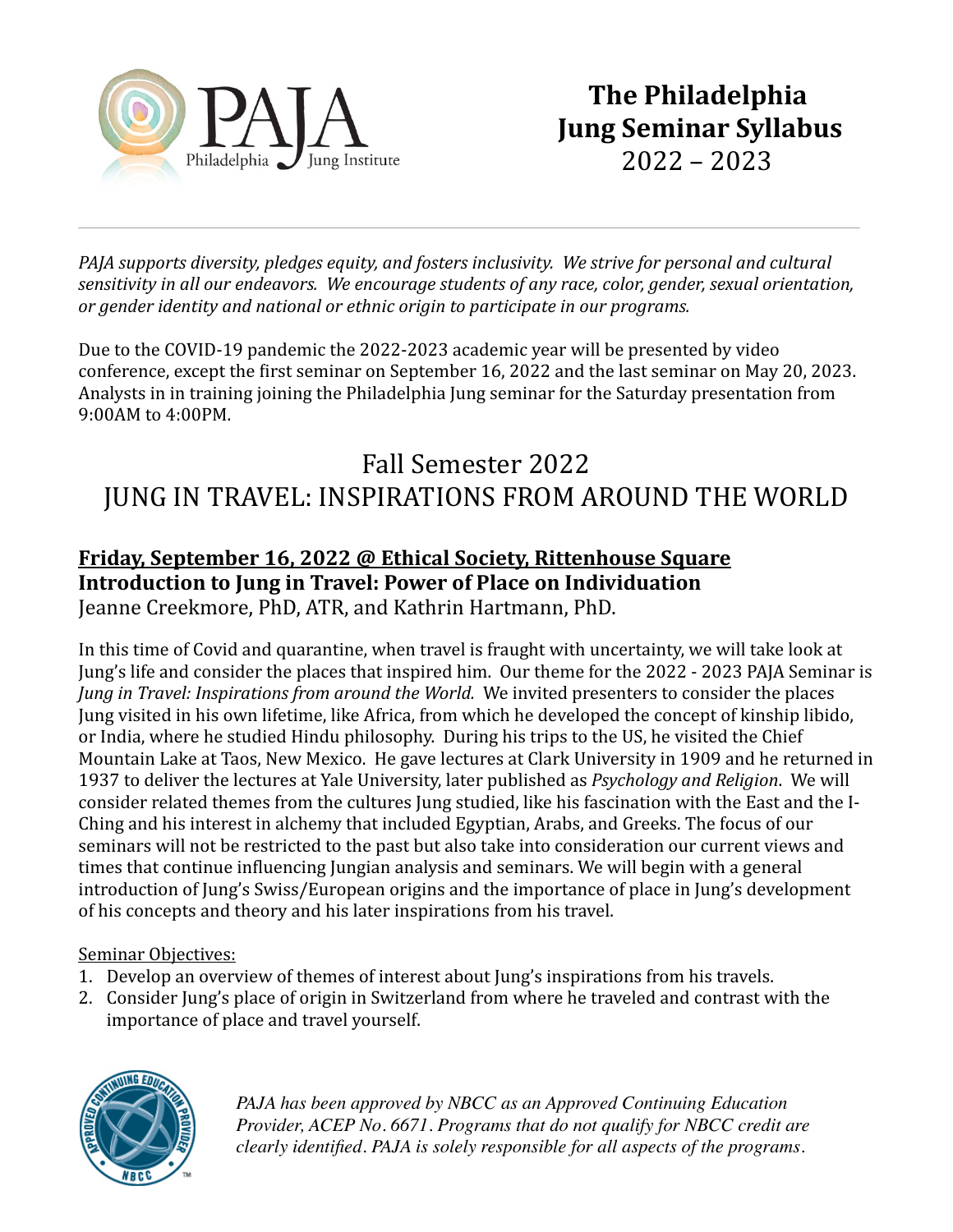# The Philadelphia Jung Seminar Syllabus 2022 – 2023

*PAJA supports diversity, pledges equity, and fosters inclusivity. We strive for personal and cultural sensitivity in all our endeavors. We encourage students of any race, color, gender, sexual orientation, or gender identity and national or ethnic origin to participate in our programs.*

Due to the COVID-19 pandemic the 2022-2023 academic year will be presented by video conference, except the first seminar on September 16, 2022 and the last seminar on May 20, 2023. Analysts in in training joining the Philadelphia Jung seminar for the Saturday presentation from 9:00AM to 4:00PM.

## Fall Semester 2022
## JUNG IN TRAVEL: INSPIRATIONS FROM AROUND THE WORLD

### Friday, September 16, 2022 @ Ethical Society, Rittenhouse Square
**Introduction to Jung in Travel: Power of Place on Individuation**
Jeanne Creekmore, PhD, ATR, and Kathrin Hartmann, PhD.

In this time of Covid and quarantine, when travel is fraught with uncertainty, we will take look at Jung's life and consider the places that inspired him. Our theme for the 2022 - 2023 PAJA Seminar is *Jung in Travel: Inspirations from around the World.* We invited presenters to consider the places Jung visited in his own lifetime, like Africa, from which he developed the concept of kinship libido, or India, where he studied Hindu philosophy. During his trips to the US, he visited the Chief Mountain Lake at Taos, New Mexico. He gave lectures at Clark University in 1909 and he returned in 1937 to deliver the lectures at Yale University, later published as *Psychology and Religion*. We will consider related themes from the cultures Jung studied, like his fascination with the East and the I-Ching and his interest in alchemy that included Egyptian, Arabs, and Greeks. The focus of our seminars will not be restricted to the past but also take into consideration our current views and times that continue influencing Jungian analysis and seminars. We will begin with a general introduction of Jung's Swiss/European origins and the importance of place in Jung's development of his concepts and theory and his later inspirations from his travel.

Seminar Objectives:

1. Develop an overview of themes of interest about Jung's inspirations from his travels.
2. Consider Jung's place of origin in Switzerland from where he traveled and contrast with the importance of place and travel yourself.

*PAJA has been approved by NBCC as an Approved Continuing Education Provider, ACEP No. 6671. Programs that do not qualify for NBCC credit are clearly identified. PAJA is solely responsible for all aspects of the programs.*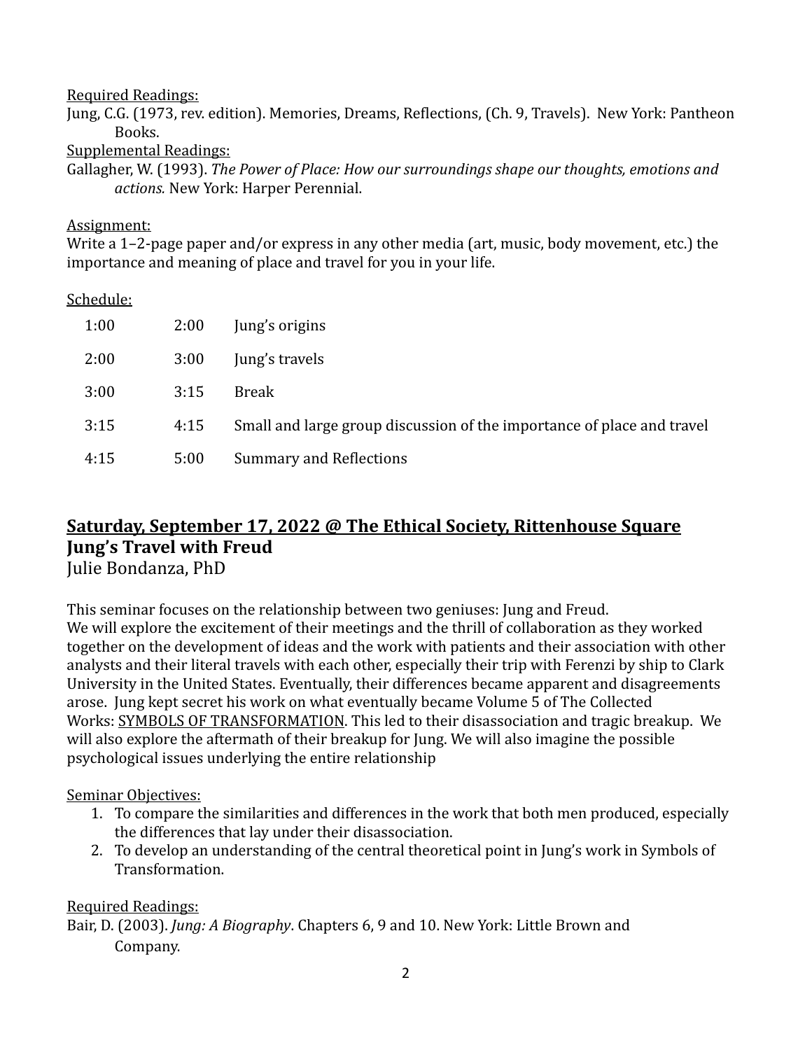<u>Required Readings:</u>
Jung, C.G. (1973, rev. edition). Memories, Dreams, Reflections, (Ch. 9, Travels). New York: Pantheon Books.

<u>Supplemental Readings:</u>
Gallagher, W. (1993). *The Power of Place: How our surroundings shape our thoughts, emotions and actions.* New York: Harper Perennial.

<u>Assignment:</u>
Write a 1–2-page paper and/or express in any other media (art, music, body movement, etc.) the importance and meaning of place and travel for you in your life.

<u>Schedule:</u>

| | | |
|---|---|---|
| 1:00 | 2:00 | Jung's origins |
| 2:00 | 3:00 | Jung's travels |
| 3:00 | 3:15 | Break |
| 3:15 | 4:15 | Small and large group discussion of the importance of place and travel |
| 4:15 | 5:00 | Summary and Reflections |

## <u>Saturday, September 17, 2022 @ The Ethical Society, Rittenhouse Square</u>
## Jung's Travel with Freud

Julie Bondanza, PhD

This seminar focuses on the relationship between two geniuses: Jung and Freud.
We will explore the excitement of their meetings and the thrill of collaboration as they worked together on the development of ideas and the work with patients and their association with other analysts and their literal travels with each other, especially their trip with Ferenzi by ship to Clark University in the United States. Eventually, their differences became apparent and disagreements arose. Jung kept secret his work on what eventually became Volume 5 of The Collected Works: <u>SYMBOLS OF TRANSFORMATION</u>. This led to their disassociation and tragic breakup. We will also explore the aftermath of their breakup for Jung. We will also imagine the possible psychological issues underlying the entire relationship

<u>Seminar Objectives:</u>

1. To compare the similarities and differences in the work that both men produced, especially the differences that lay under their disassociation.
2. To develop an understanding of the central theoretical point in Jung's work in Symbols of Transformation.

<u>Required Readings:</u>
Bair, D. (2003). *Jung: A Biography*. Chapters 6, 9 and 10. New York: Little Brown and Company.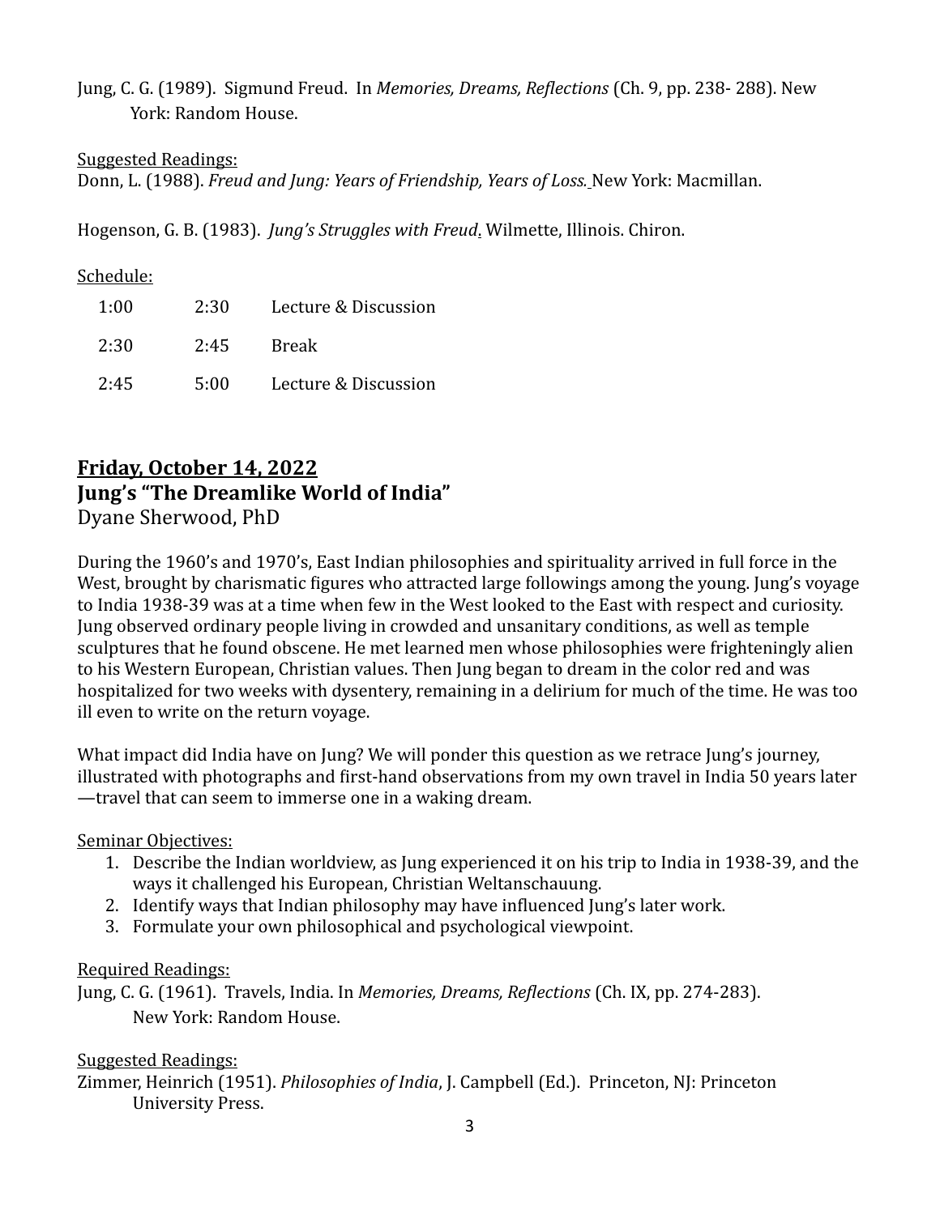Jung, C. G. (1989). Sigmund Freud. In *Memories, Dreams, Reflections* (Ch. 9, pp. 238- 288). New York: Random House.

Suggested Readings:

Donn, L. (1988). *Freud and Jung: Years of Friendship, Years of Loss.* New York: Macmillan.

Hogenson, G. B. (1983). *Jung's Struggles with Freud*. Wilmette, Illinois. Chiron.

Schedule:

| | | |
|---|---|---|
| 1:00 | 2:30 | Lecture & Discussion |
| 2:30 | 2:45 | Break |
| 2:45 | 5:00 | Lecture & Discussion |

## Friday, October 14, 2022

**Jung's "The Dreamlike World of India"**

Dyane Sherwood, PhD

During the 1960's and 1970's, East Indian philosophies and spirituality arrived in full force in the West, brought by charismatic figures who attracted large followings among the young. Jung's voyage to India 1938-39 was at a time when few in the West looked to the East with respect and curiosity. Jung observed ordinary people living in crowded and unsanitary conditions, as well as temple sculptures that he found obscene. He met learned men whose philosophies were frighteningly alien to his Western European, Christian values. Then Jung began to dream in the color red and was hospitalized for two weeks with dysentery, remaining in a delirium for much of the time. He was too ill even to write on the return voyage.

What impact did India have on Jung? We will ponder this question as we retrace Jung's journey, illustrated with photographs and first-hand observations from my own travel in India 50 years later —travel that can seem to immerse one in a waking dream.

Seminar Objectives:

1. Describe the Indian worldview, as Jung experienced it on his trip to India in 1938-39, and the ways it challenged his European, Christian Weltanschauung.
2. Identify ways that Indian philosophy may have influenced Jung's later work.
3. Formulate your own philosophical and psychological viewpoint.

Required Readings:

Jung, C. G. (1961). Travels, India. In *Memories, Dreams, Reflections* (Ch. IX, pp. 274-283). New York: Random House.

Suggested Readings:

Zimmer, Heinrich (1951). *Philosophies of India*, J. Campbell (Ed.). Princeton, NJ: Princeton University Press.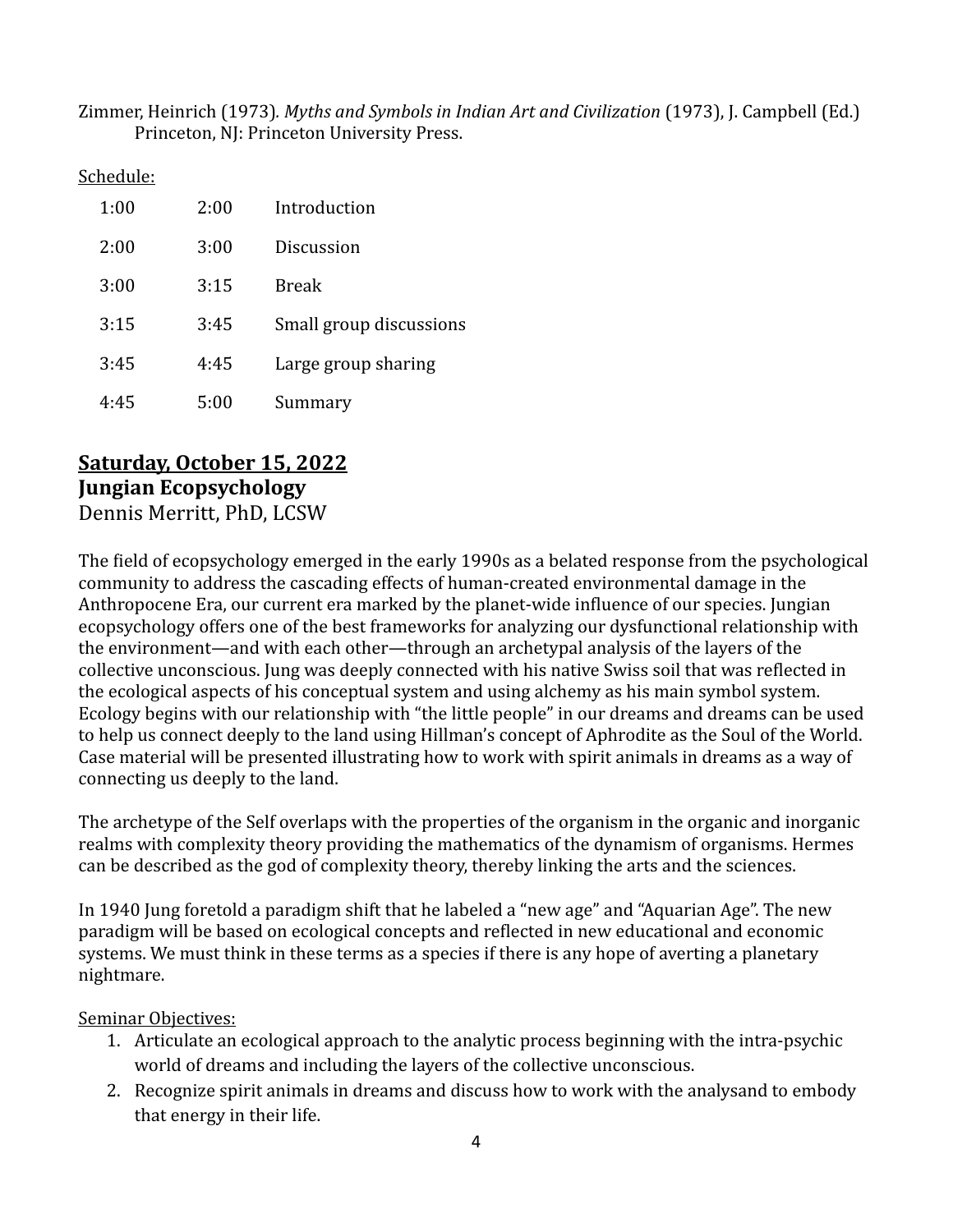Zimmer, Heinrich (1973). *Myths and Symbols in Indian Art and Civilization* (1973), J. Campbell (Ed.) Princeton, NJ: Princeton University Press.

Schedule:

| | | |
|---|---|---|
| 1:00 | 2:00 | Introduction |
| 2:00 | 3:00 | Discussion |
| 3:00 | 3:15 | Break |
| 3:15 | 3:45 | Small group discussions |
| 3:45 | 4:45 | Large group sharing |
| 4:45 | 5:00 | Summary |

## Saturday, October 15, 2022

**Jungian Ecopsychology**

Dennis Merritt, PhD, LCSW

The field of ecopsychology emerged in the early 1990s as a belated response from the psychological community to address the cascading effects of human-created environmental damage in the Anthropocene Era, our current era marked by the planet-wide influence of our species. Jungian ecopsychology offers one of the best frameworks for analyzing our dysfunctional relationship with the environment—and with each other—through an archetypal analysis of the layers of the collective unconscious. Jung was deeply connected with his native Swiss soil that was reflected in the ecological aspects of his conceptual system and using alchemy as his main symbol system. Ecology begins with our relationship with "the little people" in our dreams and dreams can be used to help us connect deeply to the land using Hillman's concept of Aphrodite as the Soul of the World. Case material will be presented illustrating how to work with spirit animals in dreams as a way of connecting us deeply to the land.

The archetype of the Self overlaps with the properties of the organism in the organic and inorganic realms with complexity theory providing the mathematics of the dynamism of organisms. Hermes can be described as the god of complexity theory, thereby linking the arts and the sciences.

In 1940 Jung foretold a paradigm shift that he labeled a "new age" and "Aquarian Age". The new paradigm will be based on ecological concepts and reflected in new educational and economic systems. We must think in these terms as a species if there is any hope of averting a planetary nightmare.

Seminar Objectives:

1. Articulate an ecological approach to the analytic process beginning with the intra-psychic world of dreams and including the layers of the collective unconscious.
2. Recognize spirit animals in dreams and discuss how to work with the analysand to embody that energy in their life.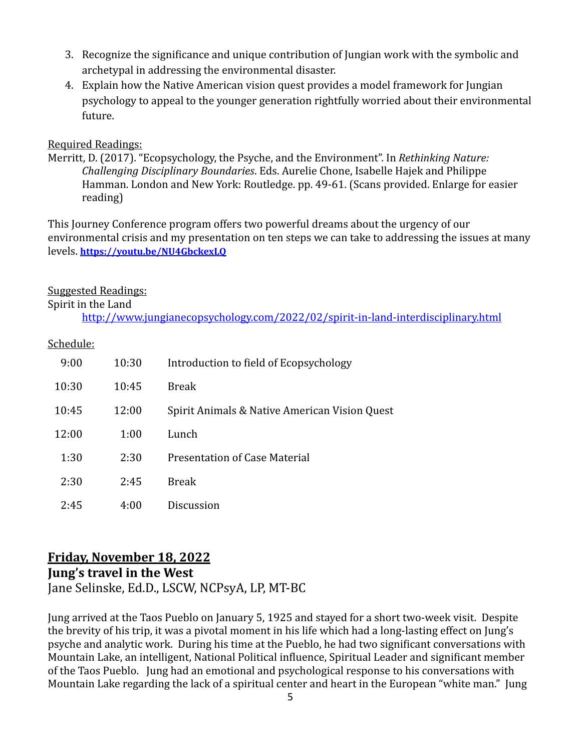3. Recognize the significance and unique contribution of Jungian work with the symbolic and archetypal in addressing the environmental disaster.
4. Explain how the Native American vision quest provides a model framework for Jungian psychology to appeal to the younger generation rightfully worried about their environmental future.

Required Readings:

Merritt, D. (2017). "Ecopsychology, the Psyche, and the Environment". In *Rethinking Nature: Challenging Disciplinary Boundaries*. Eds. Aurelie Chone, Isabelle Hajek and Philippe Hamman. London and New York: Routledge. pp. 49-61. (Scans provided. Enlarge for easier reading)

This Journey Conference program offers two powerful dreams about the urgency of our environmental crisis and my presentation on ten steps we can take to addressing the issues at many levels. **https://youtu.be/NU4GbckexLQ**

Suggested Readings:

Spirit in the Land

http://www.jungianecopsychology.com/2022/02/spirit-in-land-interdisciplinary.html

Schedule:

| | | |
|---|---|---|
| 9:00 | 10:30 | Introduction to field of Ecopsychology |
| 10:30 | 10:45 | Break |
| 10:45 | 12:00 | Spirit Animals & Native American Vision Quest |
| 12:00 | 1:00 | Lunch |
| 1:30 | 2:30 | Presentation of Case Material |
| 2:30 | 2:45 | Break |
| 2:45 | 4:00 | Discussion |

## Friday, November 18, 2022

### Jung's travel in the West

Jane Selinske, Ed.D., LSCW, NCPsyA, LP, MT-BC

Jung arrived at the Taos Pueblo on January 5, 1925 and stayed for a short two-week visit. Despite the brevity of his trip, it was a pivotal moment in his life which had a long-lasting effect on Jung's psyche and analytic work. During his time at the Pueblo, he had two significant conversations with Mountain Lake, an intelligent, National Political influence, Spiritual Leader and significant member of the Taos Pueblo. Jung had an emotional and psychological response to his conversations with Mountain Lake regarding the lack of a spiritual center and heart in the European "white man." Jung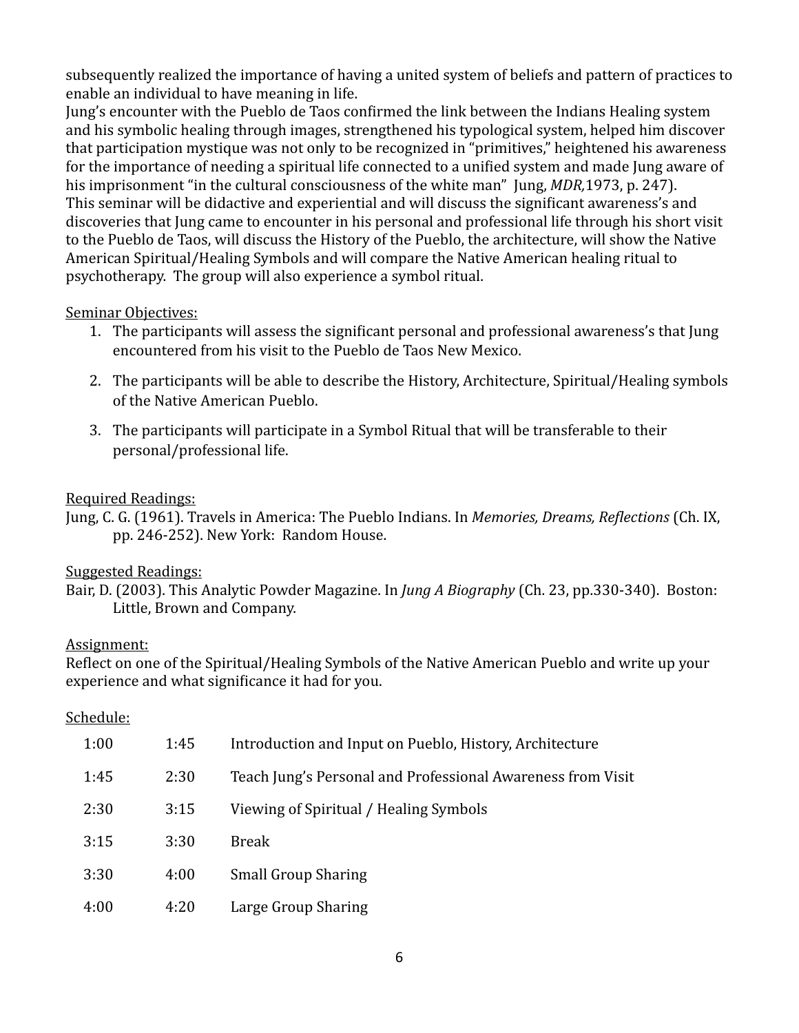subsequently realized the importance of having a united system of beliefs and pattern of practices to enable an individual to have meaning in life.

Jung's encounter with the Pueblo de Taos confirmed the link between the Indians Healing system and his symbolic healing through images, strengthened his typological system, helped him discover that participation mystique was not only to be recognized in "primitives," heightened his awareness for the importance of needing a spiritual life connected to a unified system and made Jung aware of his imprisonment "in the cultural consciousness of the white man" Jung, *MDR,*1973, p. 247).

This seminar will be didactive and experiential and will discuss the significant awareness's and discoveries that Jung came to encounter in his personal and professional life through his short visit to the Pueblo de Taos, will discuss the History of the Pueblo, the architecture, will show the Native American Spiritual/Healing Symbols and will compare the Native American healing ritual to psychotherapy. The group will also experience a symbol ritual.

<u>Seminar Objectives:</u>

1. The participants will assess the significant personal and professional awareness's that Jung encountered from his visit to the Pueblo de Taos New Mexico.
2. The participants will be able to describe the History, Architecture, Spiritual/Healing symbols of the Native American Pueblo.
3. The participants will participate in a Symbol Ritual that will be transferable to their personal/professional life.

<u>Required Readings:</u>

Jung, C. G. (1961). Travels in America: The Pueblo Indians. In *Memories, Dreams, Reflections* (Ch. IX, pp. 246-252). New York: Random House.

<u>Suggested Readings:</u>

Bair, D. (2003). This Analytic Powder Magazine. In *Jung A Biography* (Ch. 23, pp.330-340). Boston: Little, Brown and Company.

<u>Assignment:</u>

Reflect on one of the Spiritual/Healing Symbols of the Native American Pueblo and write up your experience and what significance it had for you.

<u>Schedule:</u>

| | | |
|---|---|---|
| 1:00 | 1:45 | Introduction and Input on Pueblo, History, Architecture |
| 1:45 | 2:30 | Teach Jung's Personal and Professional Awareness from Visit |
| 2:30 | 3:15 | Viewing of Spiritual / Healing Symbols |
| 3:15 | 3:30 | Break |
| 3:30 | 4:00 | Small Group Sharing |
| 4:00 | 4:20 | Large Group Sharing |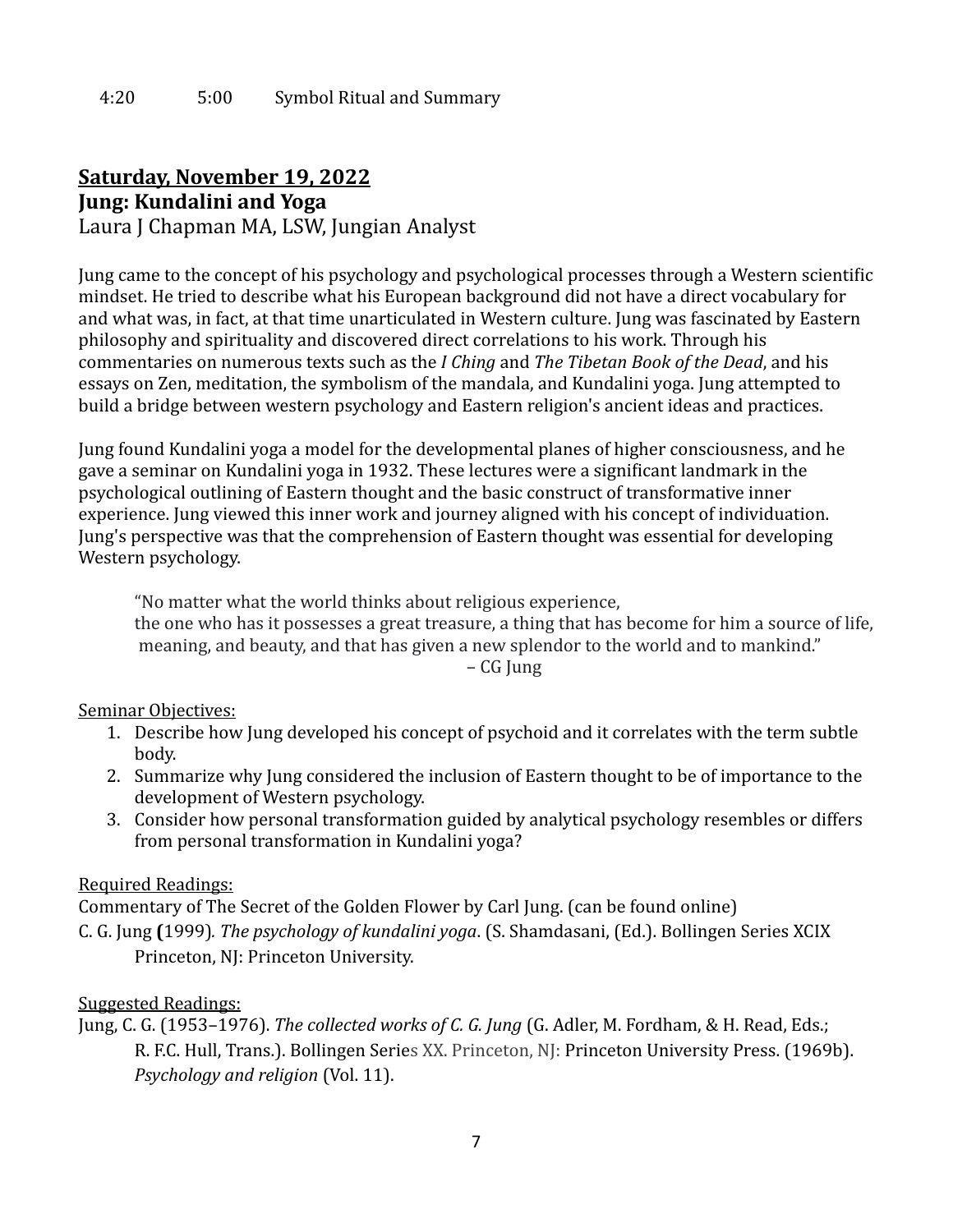4:20 5:00 Symbol Ritual and Summary

## Saturday, November 19, 2022

**Jung: Kundalini and Yoga**

Laura J Chapman MA, LSW, Jungian Analyst

Jung came to the concept of his psychology and psychological processes through a Western scientific mindset. He tried to describe what his European background did not have a direct vocabulary for and what was, in fact, at that time unarticulated in Western culture. Jung was fascinated by Eastern philosophy and spirituality and discovered direct correlations to his work. Through his commentaries on numerous texts such as the *I Ching* and *The Tibetan Book of the Dead*, and his essays on Zen, meditation, the symbolism of the mandala, and Kundalini yoga. Jung attempted to build a bridge between western psychology and Eastern religion's ancient ideas and practices.

Jung found Kundalini yoga a model for the developmental planes of higher consciousness, and he gave a seminar on Kundalini yoga in 1932. These lectures were a significant landmark in the psychological outlining of Eastern thought and the basic construct of transformative inner experience. Jung viewed this inner work and journey aligned with his concept of individuation. Jung's perspective was that the comprehension of Eastern thought was essential for developing Western psychology.

> "No matter what the world thinks about religious experience,
> the one who has it possesses a great treasure, a thing that has become for him a source of life, meaning, and beauty, and that has given a new splendor to the world and to mankind."
> – CG Jung

Seminar Objectives:

1. Describe how Jung developed his concept of psychoid and it correlates with the term subtle body.
2. Summarize why Jung considered the inclusion of Eastern thought to be of importance to the development of Western psychology.
3. Consider how personal transformation guided by analytical psychology resembles or differs from personal transformation in Kundalini yoga?

Required Readings:

Commentary of The Secret of the Golden Flower by Carl Jung. (can be found online)

C. G. Jung **(**1999)*. The psychology of kundalini yoga*. (S. Shamdasani, (Ed.). Bollingen Series XCIX Princeton, NJ: Princeton University.

Suggested Readings:

Jung, C. G. (1953–1976). *The collected works of C. G. Jung* (G. Adler, M. Fordham, & H. Read, Eds.; R. F.C. Hull, Trans.). Bollingen Series XX. Princeton, NJ: Princeton University Press. (1969b). *Psychology and religion* (Vol. 11).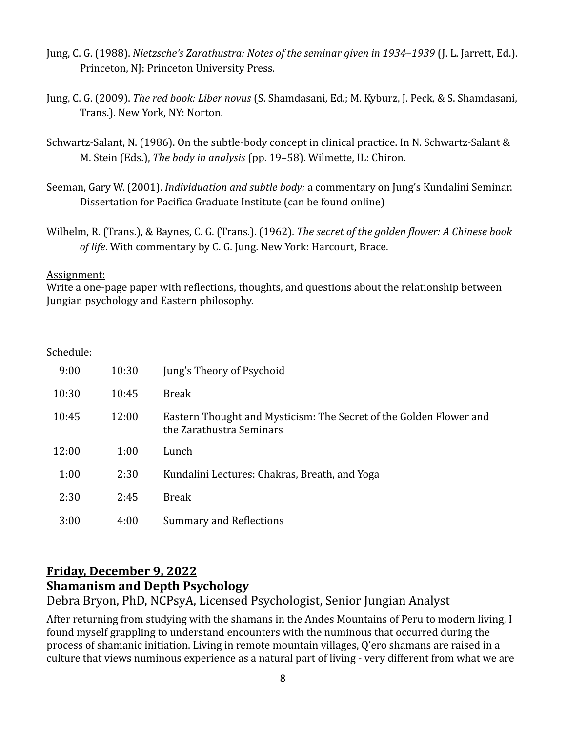Jung, C. G. (1988). *Nietzsche's Zarathustra: Notes of the seminar given in 1934–1939* (J. L. Jarrett, Ed.). Princeton, NJ: Princeton University Press.

Jung, C. G. (2009). *The red book: Liber novus* (S. Shamdasani, Ed.; M. Kyburz, J. Peck, & S. Shamdasani, Trans.). New York, NY: Norton.

Schwartz-Salant, N. (1986). On the subtle-body concept in clinical practice. In N. Schwartz-Salant & M. Stein (Eds.), *The body in analysis* (pp. 19–58). Wilmette, IL: Chiron.

Seeman, Gary W. (2001). *Individuation and subtle body:* a commentary on Jung's Kundalini Seminar. Dissertation for Pacifica Graduate Institute (can be found online)

Wilhelm, R. (Trans.), & Baynes, C. G. (Trans.). (1962). *The secret of the golden flower: A Chinese book of life*. With commentary by C. G. Jung. New York: Harcourt, Brace.

Assignment:
Write a one-page paper with reflections, thoughts, and questions about the relationship between Jungian psychology and Eastern philosophy.

Schedule:

| | | |
|---|---|---|
| 9:00 | 10:30 | Jung's Theory of Psychoid |
| 10:30 | 10:45 | Break |
| 10:45 | 12:00 | Eastern Thought and Mysticism: The Secret of the Golden Flower and the Zarathustra Seminars |
| 12:00 | 1:00 | Lunch |
| 1:00 | 2:30 | Kundalini Lectures: Chakras, Breath, and Yoga |
| 2:30 | 2:45 | Break |
| 3:00 | 4:00 | Summary and Reflections |

## Friday, December 9, 2022
### Shamanism and Depth Psychology

Debra Bryon, PhD, NCPsyA, Licensed Psychologist, Senior Jungian Analyst

After returning from studying with the shamans in the Andes Mountains of Peru to modern living, I found myself grappling to understand encounters with the numinous that occurred during the process of shamanic initiation. Living in remote mountain villages, Q'ero shamans are raised in a culture that views numinous experience as a natural part of living - very different from what we are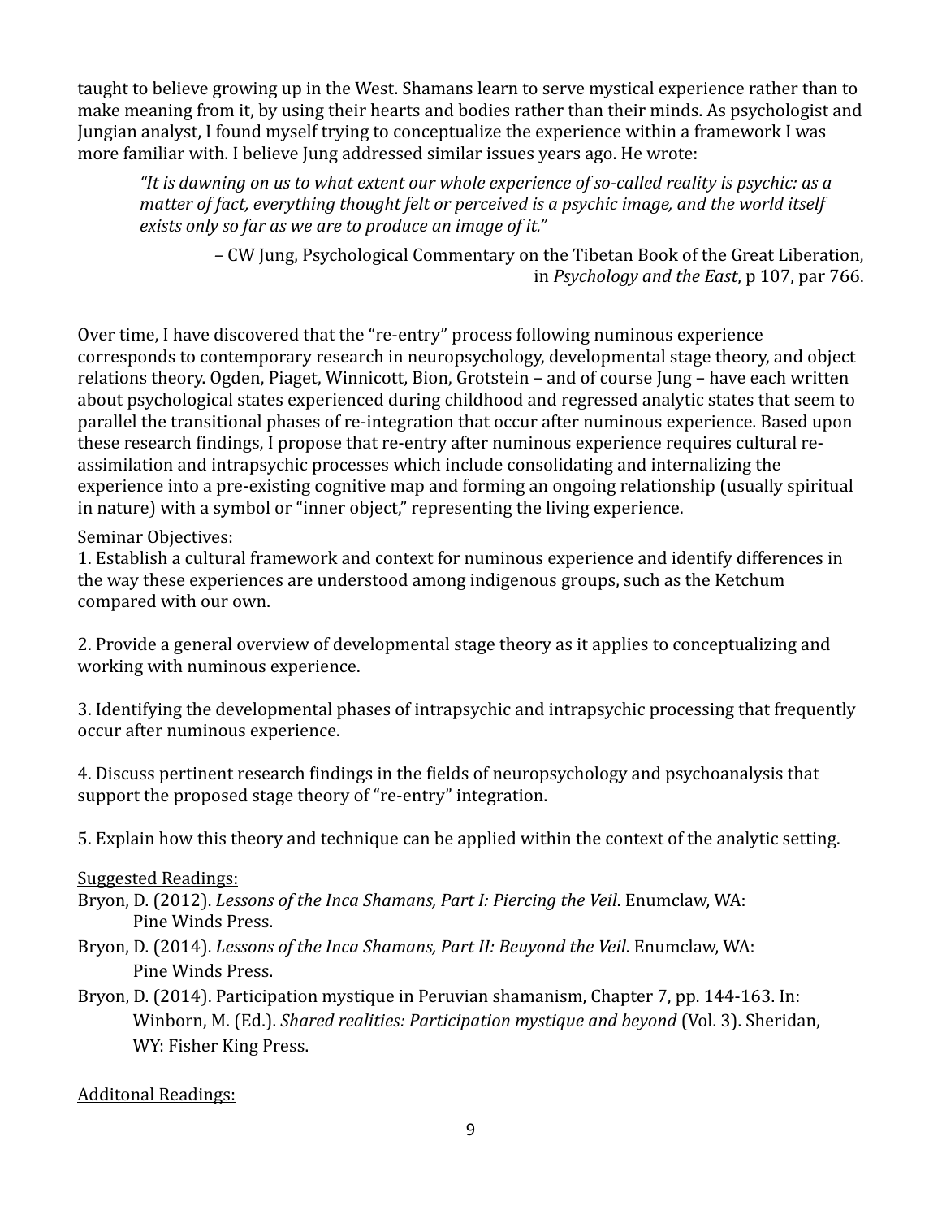taught to believe growing up in the West. Shamans learn to serve mystical experience rather than to make meaning from it, by using their hearts and bodies rather than their minds. As psychologist and Jungian analyst, I found myself trying to conceptualize the experience within a framework I was more familiar with. I believe Jung addressed similar issues years ago. He wrote:

> *"It is dawning on us to what extent our whole experience of so-called reality is psychic: as a matter of fact, everything thought felt or perceived is a psychic image, and the world itself exists only so far as we are to produce an image of it."*
>
> – CW Jung, Psychological Commentary on the Tibetan Book of the Great Liberation, in *Psychology and the East*, p 107, par 766.

Over time, I have discovered that the "re-entry" process following numinous experience corresponds to contemporary research in neuropsychology, developmental stage theory, and object relations theory. Ogden, Piaget, Winnicott, Bion, Grotstein – and of course Jung – have each written about psychological states experienced during childhood and regressed analytic states that seem to parallel the transitional phases of re-integration that occur after numinous experience. Based upon these research findings, I propose that re-entry after numinous experience requires cultural re-assimilation and intrapsychic processes which include consolidating and internalizing the experience into a pre-existing cognitive map and forming an ongoing relationship (usually spiritual in nature) with a symbol or "inner object," representing the living experience.

<u>Seminar Objectives:</u>

1. Establish a cultural framework and context for numinous experience and identify differences in the way these experiences are understood among indigenous groups, such as the Ketchum compared with our own.

2. Provide a general overview of developmental stage theory as it applies to conceptualizing and working with numinous experience.

3. Identifying the developmental phases of intrapsychic and intrapsychic processing that frequently occur after numinous experience.

4. Discuss pertinent research findings in the fields of neuropsychology and psychoanalysis that support the proposed stage theory of "re-entry" integration.

5. Explain how this theory and technique can be applied within the context of the analytic setting.

<u>Suggested Readings:</u>

Bryon, D. (2012). *Lessons of the Inca Shamans, Part I: Piercing the Veil*. Enumclaw, WA: Pine Winds Press.

Bryon, D. (2014). *Lessons of the Inca Shamans, Part II: Beuyond the Veil*. Enumclaw, WA: Pine Winds Press.

Bryon, D. (2014). Participation mystique in Peruvian shamanism, Chapter 7, pp. 144-163. In: Winborn, M. (Ed.). *Shared realities: Participation mystique and beyond* (Vol. 3). Sheridan, WY: Fisher King Press.

<u>Additonal Readings:</u>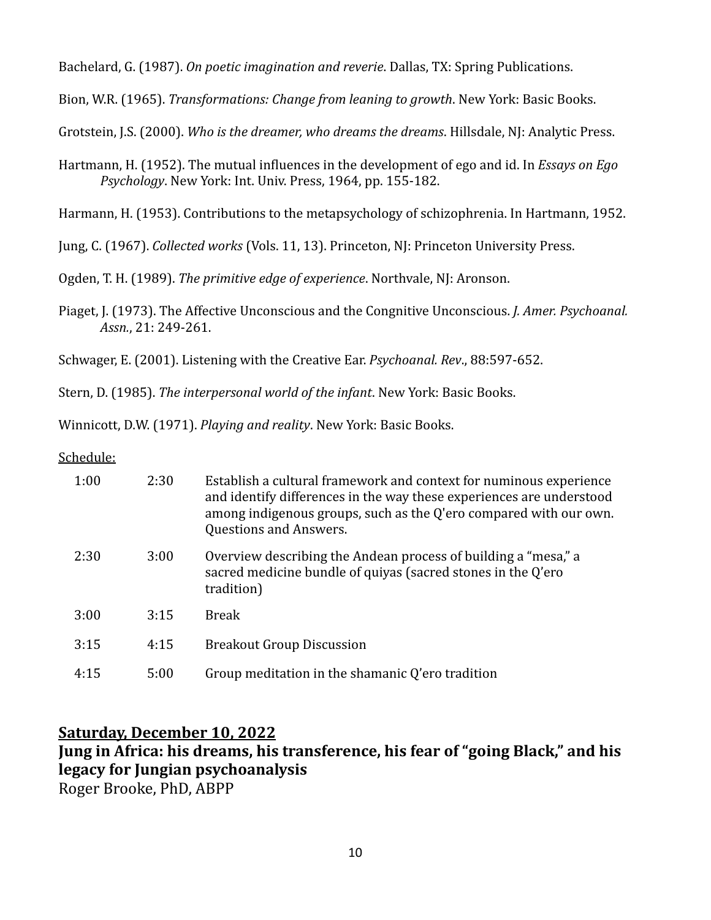Bachelard, G. (1987). *On poetic imagination and reverie*. Dallas, TX: Spring Publications.

Bion, W.R. (1965). *Transformations: Change from leaning to growth*. New York: Basic Books.

Grotstein, J.S. (2000). *Who is the dreamer, who dreams the dreams*. Hillsdale, NJ: Analytic Press.

Hartmann, H. (1952). The mutual influences in the development of ego and id. In *Essays on Ego Psychology*. New York: Int. Univ. Press, 1964, pp. 155-182.

Harmann, H. (1953). Contributions to the metapsychology of schizophrenia. In Hartmann, 1952.

Jung, C. (1967). *Collected works* (Vols. 11, 13). Princeton, NJ: Princeton University Press.

Ogden, T. H. (1989). *The primitive edge of experience*. Northvale, NJ: Aronson.

Piaget, J. (1973). The Affective Unconscious and the Congnitive Unconscious. *J. Amer. Psychoanal. Assn.*, 21: 249-261.

Schwager, E. (2001). Listening with the Creative Ear. *Psychoanal. Rev.*, 88:597-652.

Stern, D. (1985). *The interpersonal world of the infant*. New York: Basic Books.

Winnicott, D.W. (1971). *Playing and reality*. New York: Basic Books.

Schedule:

| | | |
|---|---|---|
| 1:00 | 2:30 | Establish a cultural framework and context for numinous experience and identify differences in the way these experiences are understood among indigenous groups, such as the Q'ero compared with our own. Questions and Answers. |
| 2:30 | 3:00 | Overview describing the Andean process of building a "mesa," a sacred medicine bundle of quiyas (sacred stones in the Q'ero tradition) |
| 3:00 | 3:15 | Break |
| 3:15 | 4:15 | Breakout Group Discussion |
| 4:15 | 5:00 | Group meditation in the shamanic Q'ero tradition |

## Saturday, December 10, 2022

**Jung in Africa: his dreams, his transference, his fear of "going Black," and his legacy for Jungian psychoanalysis**

Roger Brooke, PhD, ABPP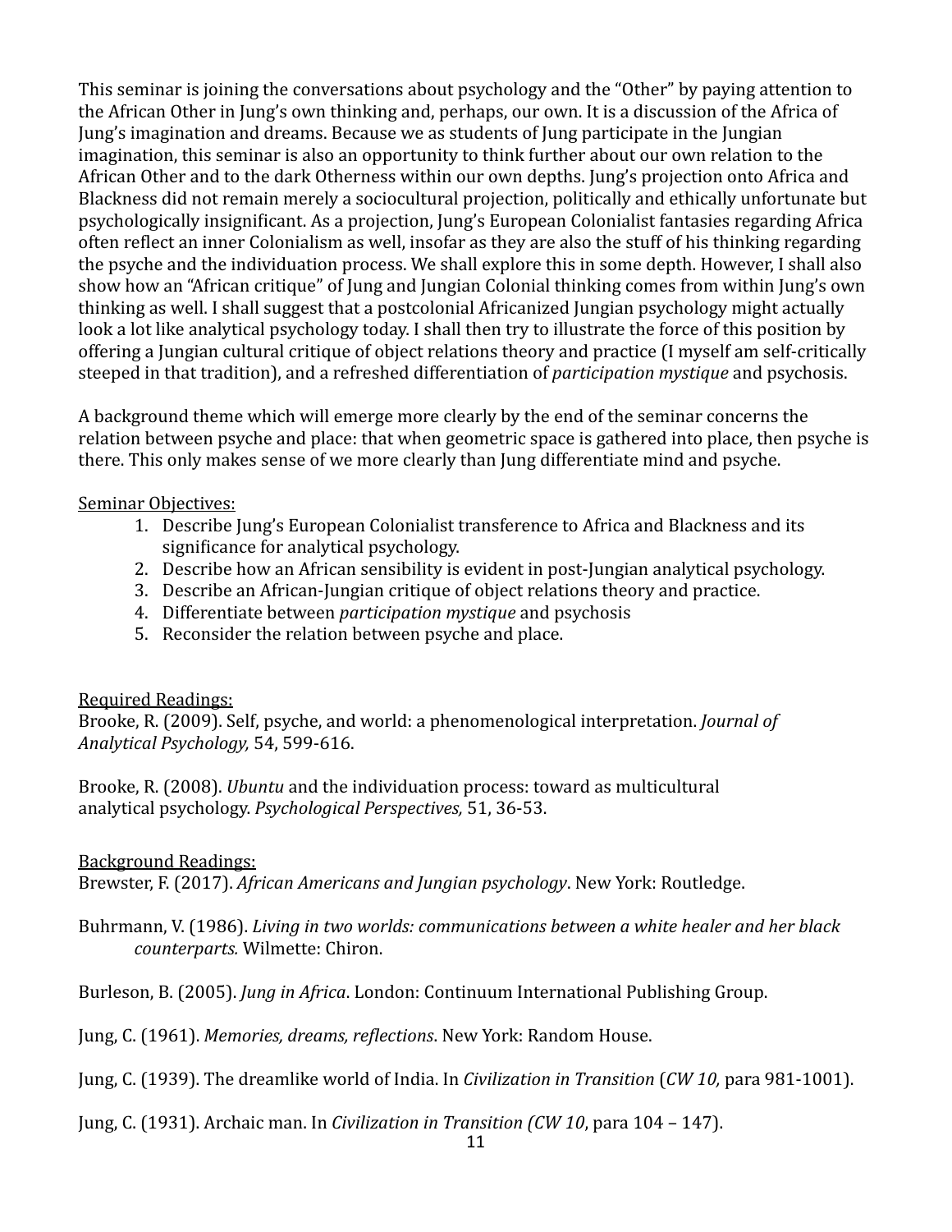This seminar is joining the conversations about psychology and the "Other" by paying attention to the African Other in Jung's own thinking and, perhaps, our own. It is a discussion of the Africa of Jung's imagination and dreams. Because we as students of Jung participate in the Jungian imagination, this seminar is also an opportunity to think further about our own relation to the African Other and to the dark Otherness within our own depths. Jung's projection onto Africa and Blackness did not remain merely a sociocultural projection, politically and ethically unfortunate but psychologically insignificant. As a projection, Jung's European Colonialist fantasies regarding Africa often reflect an inner Colonialism as well, insofar as they are also the stuff of his thinking regarding the psyche and the individuation process. We shall explore this in some depth. However, I shall also show how an "African critique" of Jung and Jungian Colonial thinking comes from within Jung's own thinking as well. I shall suggest that a postcolonial Africanized Jungian psychology might actually look a lot like analytical psychology today. I shall then try to illustrate the force of this position by offering a Jungian cultural critique of object relations theory and practice (I myself am self-critically steeped in that tradition), and a refreshed differentiation of *participation mystique* and psychosis.

A background theme which will emerge more clearly by the end of the seminar concerns the relation between psyche and place: that when geometric space is gathered into place, then psyche is there. This only makes sense of we more clearly than Jung differentiate mind and psyche.

<u>Seminar Objectives:</u>

1. Describe Jung's European Colonialist transference to Africa and Blackness and its significance for analytical psychology.
2. Describe how an African sensibility is evident in post-Jungian analytical psychology.
3. Describe an African-Jungian critique of object relations theory and practice.
4. Differentiate between *participation mystique* and psychosis
5. Reconsider the relation between psyche and place.

<u>Required Readings:</u>

Brooke, R. (2009). Self, psyche, and world: a phenomenological interpretation. *Journal of Analytical Psychology,* 54, 599-616.

Brooke, R. (2008). *Ubuntu* and the individuation process: toward as multicultural analytical psychology. *Psychological Perspectives,* 51, 36-53.

<u>Background Readings:</u>

Brewster, F. (2017). *African Americans and Jungian psychology*. New York: Routledge.

Buhrmann, V. (1986). *Living in two worlds: communications between a white healer and her black counterparts.* Wilmette: Chiron.

Burleson, B. (2005). *Jung in Africa*. London: Continuum International Publishing Group.

Jung, C. (1961). *Memories, dreams, reflections*. New York: Random House.

Jung, C. (1939). The dreamlike world of India. In *Civilization in Transition* (*CW 10,* para 981-1001).

Jung, C. (1931). Archaic man. In *Civilization in Transition (CW 10*, para 104 – 147).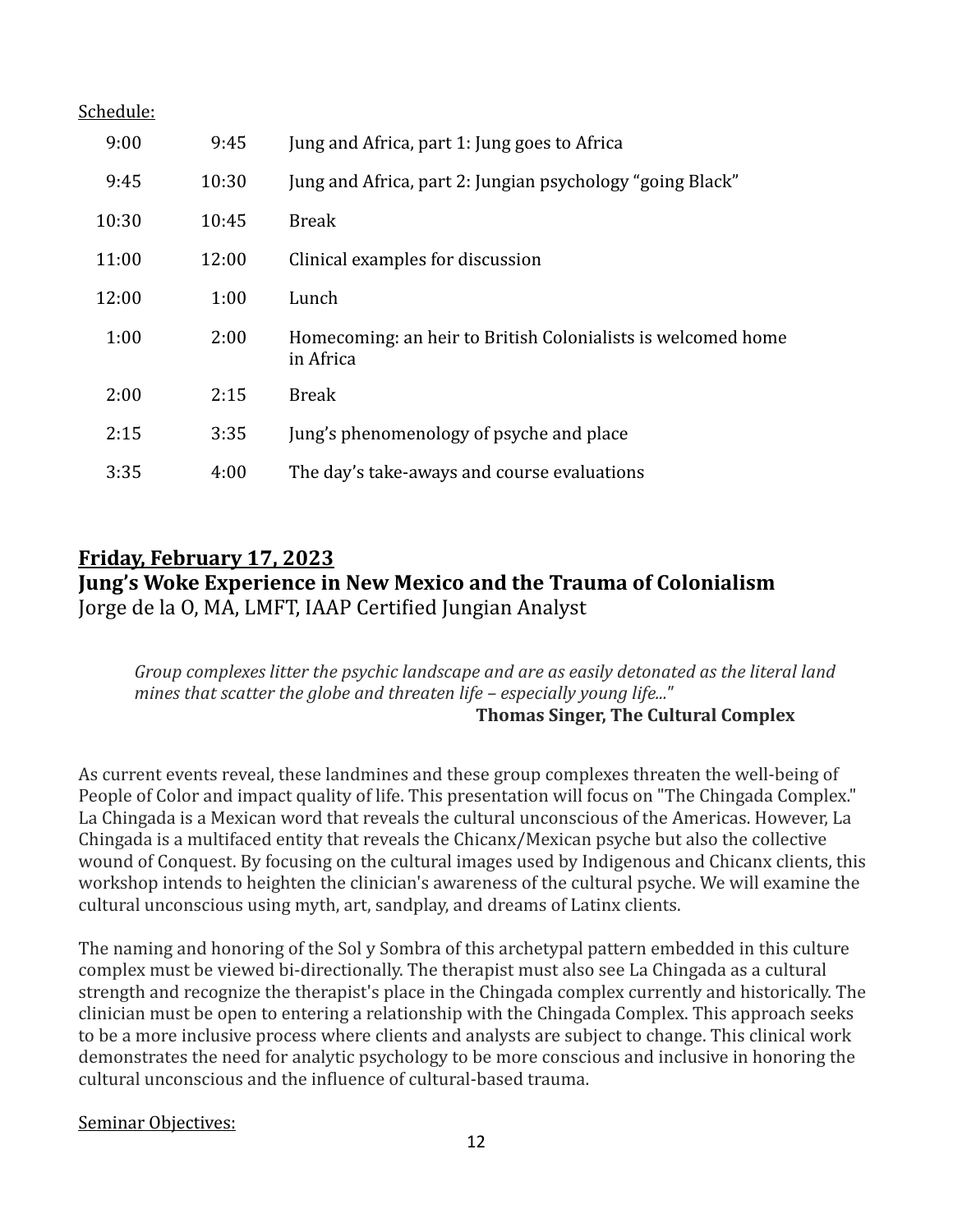Schedule:

| | | |
|---|---|---|
| 9:00 | 9:45 | Jung and Africa, part 1: Jung goes to Africa |
| 9:45 | 10:30 | Jung and Africa, part 2: Jungian psychology "going Black" |
| 10:30 | 10:45 | Break |
| 11:00 | 12:00 | Clinical examples for discussion |
| 12:00 | 1:00 | Lunch |
| 1:00 | 2:00 | Homecoming: an heir to British Colonialists is welcomed home in Africa |
| 2:00 | 2:15 | Break |
| 2:15 | 3:35 | Jung's phenomenology of psyche and place |
| 3:35 | 4:00 | The day's take-aways and course evaluations |

## Friday, February 17, 2023

**Jung's Woke Experience in New Mexico and the Trauma of Colonialism**
Jorge de la O, MA, LMFT, IAAP Certified Jungian Analyst

> *Group complexes litter the psychic landscape and are as easily detonated as the literal land mines that scatter the globe and threaten life – especially young life..."*
>
> **Thomas Singer, The Cultural Complex**

As current events reveal, these landmines and these group complexes threaten the well-being of People of Color and impact quality of life. This presentation will focus on "The Chingada Complex." La Chingada is a Mexican word that reveals the cultural unconscious of the Americas. However, La Chingada is a multifaced entity that reveals the Chicanx/Mexican psyche but also the collective wound of Conquest. By focusing on the cultural images used by Indigenous and Chicanx clients, this workshop intends to heighten the clinician's awareness of the cultural psyche. We will examine the cultural unconscious using myth, art, sandplay, and dreams of Latinx clients.

The naming and honoring of the Sol y Sombra of this archetypal pattern embedded in this culture complex must be viewed bi-directionally. The therapist must also see La Chingada as a cultural strength and recognize the therapist's place in the Chingada complex currently and historically. The clinician must be open to entering a relationship with the Chingada Complex. This approach seeks to be a more inclusive process where clients and analysts are subject to change. This clinical work demonstrates the need for analytic psychology to be more conscious and inclusive in honoring the cultural unconscious and the influence of cultural-based trauma.

Seminar Objectives: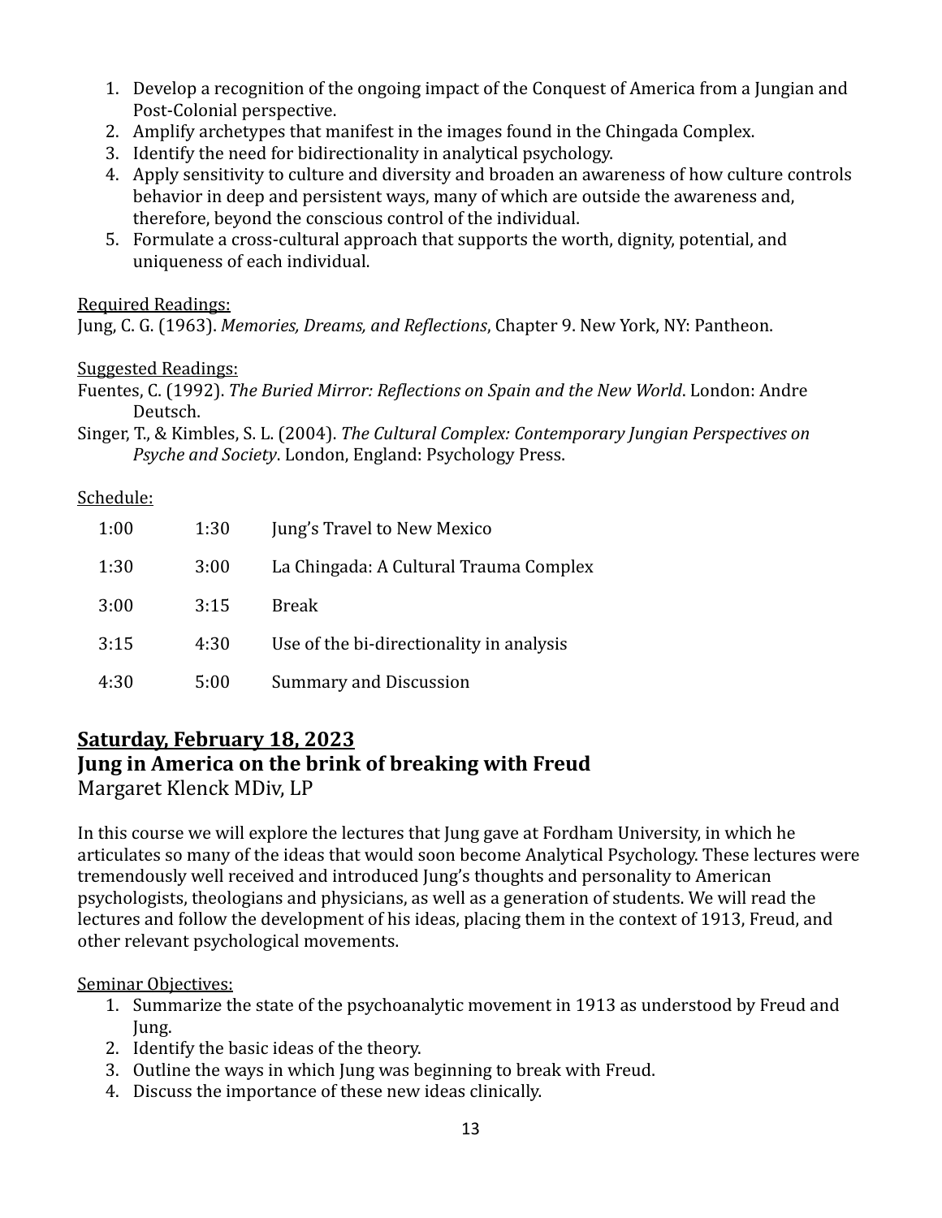1. Develop a recognition of the ongoing impact of the Conquest of America from a Jungian and Post-Colonial perspective.
2. Amplify archetypes that manifest in the images found in the Chingada Complex.
3. Identify the need for bidirectionality in analytical psychology.
4. Apply sensitivity to culture and diversity and broaden an awareness of how culture controls behavior in deep and persistent ways, many of which are outside the awareness and, therefore, beyond the conscious control of the individual.
5. Formulate a cross-cultural approach that supports the worth, dignity, potential, and uniqueness of each individual.

Required Readings:

Jung, C. G. (1963). *Memories, Dreams, and Reflections*, Chapter 9. New York, NY: Pantheon.

Suggested Readings:

Fuentes, C. (1992). *The Buried Mirror: Reflections on Spain and the New World*. London: Andre Deutsch.

Singer, T., & Kimbles, S. L. (2004). *The Cultural Complex: Contemporary Jungian Perspectives on Psyche and Society*. London, England: Psychology Press.

Schedule:

| | | |
|---|---|---|
| 1:00 | 1:30 | Jung's Travel to New Mexico |
| 1:30 | 3:00 | La Chingada: A Cultural Trauma Complex |
| 3:00 | 3:15 | Break |
| 3:15 | 4:30 | Use of the bi-directionality in analysis |
| 4:30 | 5:00 | Summary and Discussion |

## Saturday, February 18, 2023

## Jung in America on the brink of breaking with Freud

Margaret Klenck MDiv, LP

In this course we will explore the lectures that Jung gave at Fordham University, in which he articulates so many of the ideas that would soon become Analytical Psychology. These lectures were tremendously well received and introduced Jung's thoughts and personality to American psychologists, theologians and physicians, as well as a generation of students. We will read the lectures and follow the development of his ideas, placing them in the context of 1913, Freud, and other relevant psychological movements.

Seminar Objectives:

1. Summarize the state of the psychoanalytic movement in 1913 as understood by Freud and Jung.
2. Identify the basic ideas of the theory.
3. Outline the ways in which Jung was beginning to break with Freud.
4. Discuss the importance of these new ideas clinically.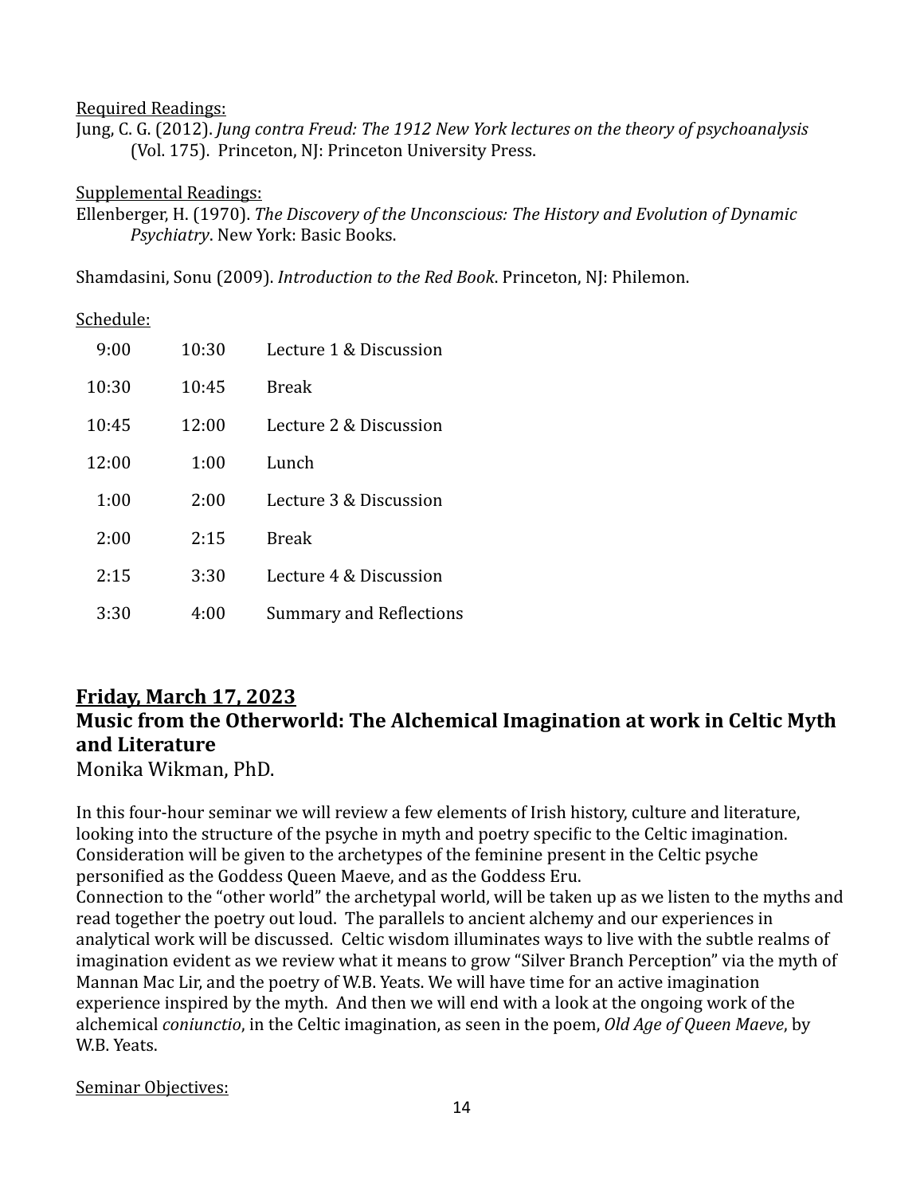Required Readings:

Jung, C. G. (2012). *Jung contra Freud: The 1912 New York lectures on the theory of psychoanalysis* (Vol. 175). Princeton, NJ: Princeton University Press.

Supplemental Readings:

Ellenberger, H. (1970). *The Discovery of the Unconscious: The History and Evolution of Dynamic Psychiatry*. New York: Basic Books.

Shamdasini, Sonu (2009). *Introduction to the Red Book*. Princeton, NJ: Philemon.

Schedule:

| | | |
|---|---|---|
| 9:00 | 10:30 | Lecture 1 & Discussion |
| 10:30 | 10:45 | Break |
| 10:45 | 12:00 | Lecture 2 & Discussion |
| 12:00 | 1:00 | Lunch |
| 1:00 | 2:00 | Lecture 3 & Discussion |
| 2:00 | 2:15 | Break |
| 2:15 | 3:30 | Lecture 4 & Discussion |
| 3:30 | 4:00 | Summary and Reflections |

## Friday, March 17, 2023

## Music from the Otherworld: The Alchemical Imagination at work in Celtic Myth and Literature

Monika Wikman, PhD.

In this four-hour seminar we will review a few elements of Irish history, culture and literature, looking into the structure of the psyche in myth and poetry specific to the Celtic imagination. Consideration will be given to the archetypes of the feminine present in the Celtic psyche personified as the Goddess Queen Maeve, and as the Goddess Eru.
Connection to the "other world" the archetypal world, will be taken up as we listen to the myths and read together the poetry out loud. The parallels to ancient alchemy and our experiences in analytical work will be discussed. Celtic wisdom illuminates ways to live with the subtle realms of imagination evident as we review what it means to grow "Silver Branch Perception" via the myth of Mannan Mac Lir, and the poetry of W.B. Yeats. We will have time for an active imagination experience inspired by the myth. And then we will end with a look at the ongoing work of the alchemical *coniunctio*, in the Celtic imagination, as seen in the poem, *Old Age of Queen Maeve*, by W.B. Yeats.

Seminar Objectives: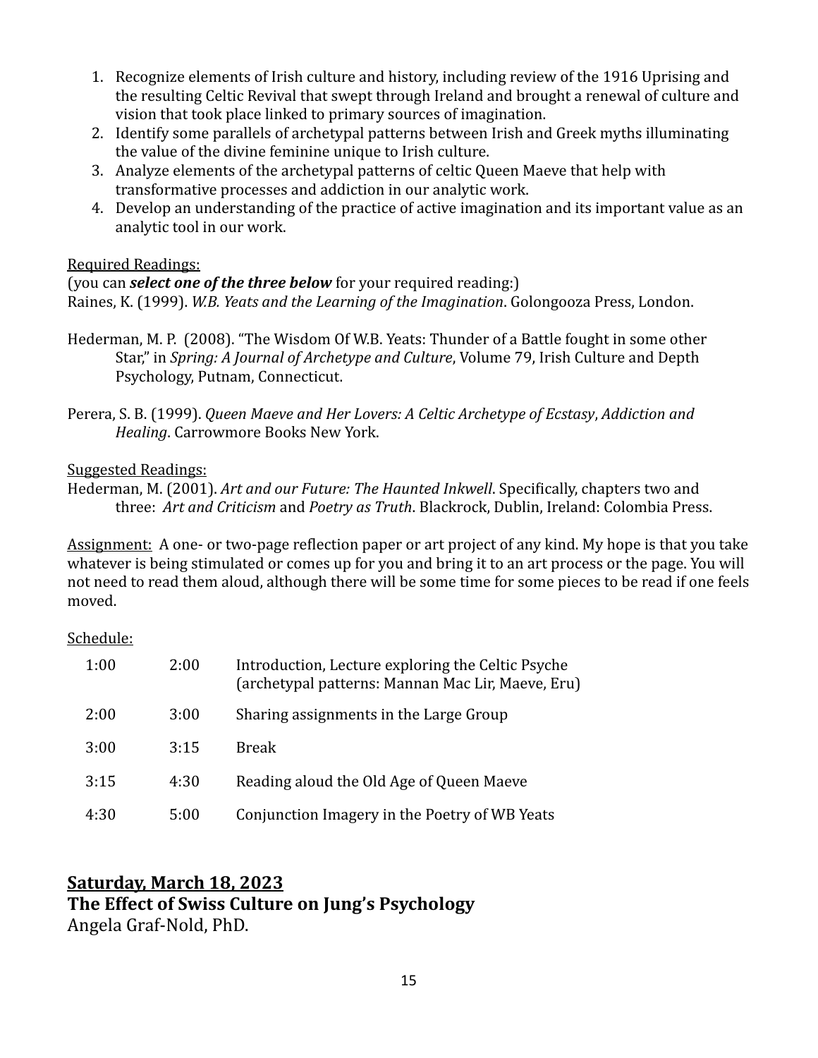1. Recognize elements of Irish culture and history, including review of the 1916 Uprising and the resulting Celtic Revival that swept through Ireland and brought a renewal of culture and vision that took place linked to primary sources of imagination.
2. Identify some parallels of archetypal patterns between Irish and Greek myths illuminating the value of the divine feminine unique to Irish culture.
3. Analyze elements of the archetypal patterns of celtic Queen Maeve that help with transformative processes and addiction in our analytic work.
4. Develop an understanding of the practice of active imagination and its important value as an analytic tool in our work.

Required Readings:
(you can ***select one of the three below*** for your required reading:)
Raines, K. (1999). *W.B. Yeats and the Learning of the Imagination*. Golongooza Press, London.

Hederman, M. P. (2008). "The Wisdom Of W.B. Yeats: Thunder of a Battle fought in some other Star," in *Spring: A Journal of Archetype and Culture*, Volume 79, Irish Culture and Depth Psychology, Putnam, Connecticut.

Perera, S. B. (1999). *Queen Maeve and Her Lovers: A Celtic Archetype of Ecstasy*, *Addiction and Healing*. Carrowmore Books New York.

Suggested Readings:
Hederman, M. (2001). *Art and our Future: The Haunted Inkwell*. Specifically, chapters two and three: *Art and Criticism* and *Poetry as Truth*. Blackrock, Dublin, Ireland: Colombia Press.

Assignment: A one- or two-page reflection paper or art project of any kind. My hope is that you take whatever is being stimulated or comes up for you and bring it to an art process or the page. You will not need to read them aloud, although there will be some time for some pieces to be read if one feels moved.

Schedule:

| | | |
|---|---|---|
| 1:00 | 2:00 | Introduction, Lecture exploring the Celtic Psyche (archetypal patterns: Mannan Mac Lir, Maeve, Eru) |
| 2:00 | 3:00 | Sharing assignments in the Large Group |
| 3:00 | 3:15 | Break |
| 3:15 | 4:30 | Reading aloud the Old Age of Queen Maeve |
| 4:30 | 5:00 | Conjunction Imagery in the Poetry of WB Yeats |

## Saturday, March 18, 2023

**The Effect of Swiss Culture on Jung's Psychology**

Angela Graf-Nold, PhD.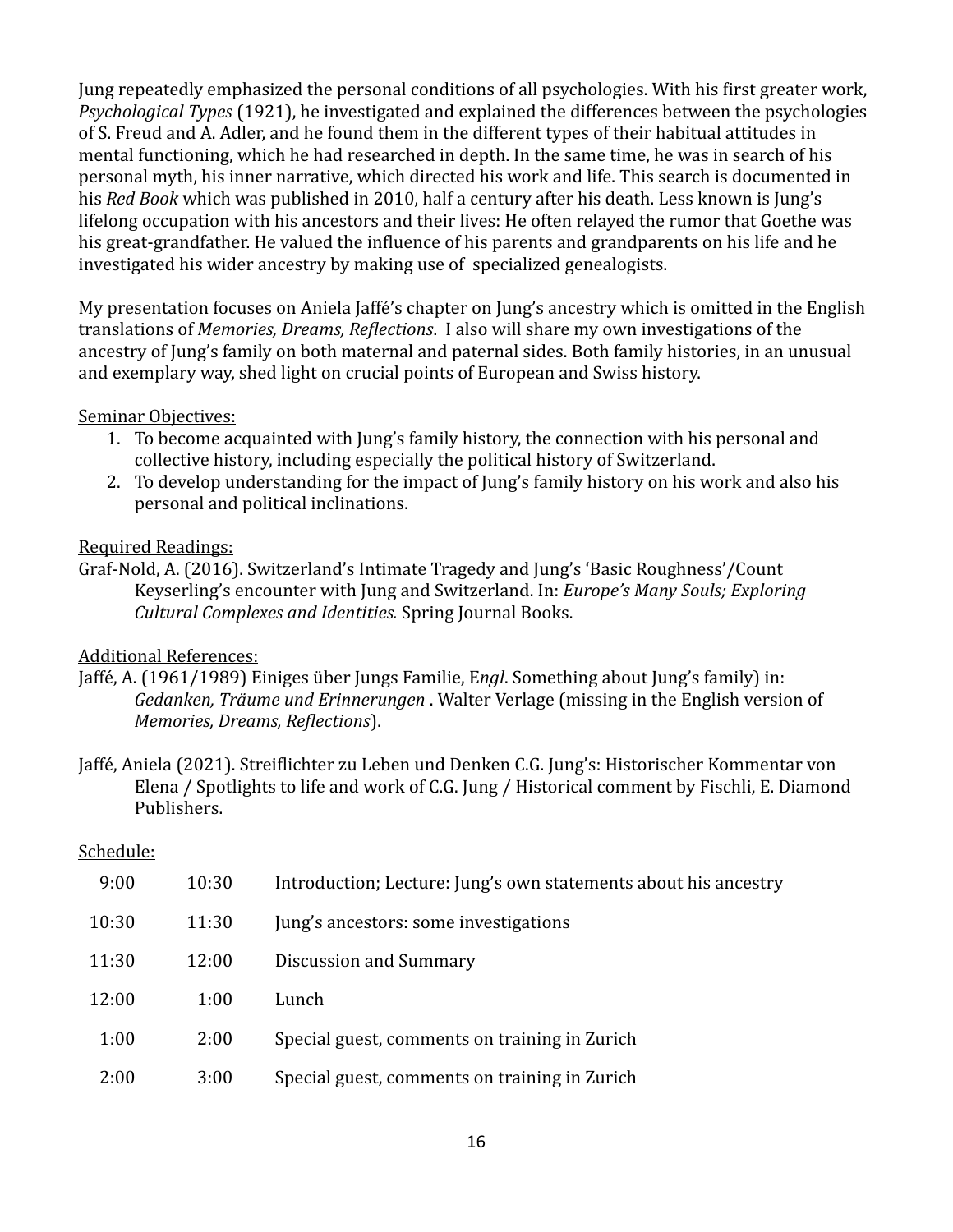Jung repeatedly emphasized the personal conditions of all psychologies. With his first greater work, *Psychological Types* (1921), he investigated and explained the differences between the psychologies of S. Freud and A. Adler, and he found them in the different types of their habitual attitudes in mental functioning, which he had researched in depth. In the same time, he was in search of his personal myth, his inner narrative, which directed his work and life. This search is documented in his *Red Book* which was published in 2010, half a century after his death. Less known is Jung's lifelong occupation with his ancestors and their lives: He often relayed the rumor that Goethe was his great-grandfather. He valued the influence of his parents and grandparents on his life and he investigated his wider ancestry by making use of specialized genealogists.

My presentation focuses on Aniela Jaffé's chapter on Jung's ancestry which is omitted in the English translations of *Memories, Dreams, Reflections*. I also will share my own investigations of the ancestry of Jung's family on both maternal and paternal sides. Both family histories, in an unusual and exemplary way, shed light on crucial points of European and Swiss history.

<u>Seminar Objectives:</u>

1. To become acquainted with Jung's family history, the connection with his personal and collective history, including especially the political history of Switzerland.
2. To develop understanding for the impact of Jung's family history on his work and also his personal and political inclinations.

<u>Required Readings:</u>

Graf-Nold, A. (2016). Switzerland's Intimate Tragedy and Jung's 'Basic Roughness'/Count Keyserling's encounter with Jung and Switzerland. In: *Europe's Many Souls; Exploring Cultural Complexes and Identities.* Spring Journal Books.

<u>Additional References:</u>

Jaffé, A. (1961/1989) Einiges über Jungs Familie, E*ngl*. Something about Jung's family) in: *Gedanken, Träume und Erinnerungen* . Walter Verlage (missing in the English version of *Memories, Dreams, Reflections*).

Jaffé, Aniela (2021). Streiflichter zu Leben und Denken C.G. Jung's: Historischer Kommentar von Elena / Spotlights to life and work of C.G. Jung / Historical comment by Fischli, E. Diamond Publishers.

<u>Schedule:</u>

| | | |
|---|---|---|
| 9:00 | 10:30 | Introduction; Lecture: Jung's own statements about his ancestry |
| 10:30 | 11:30 | Jung's ancestors: some investigations |
| 11:30 | 12:00 | Discussion and Summary |
| 12:00 | 1:00 | Lunch |
| 1:00 | 2:00 | Special guest, comments on training in Zurich |
| 2:00 | 3:00 | Special guest, comments on training in Zurich |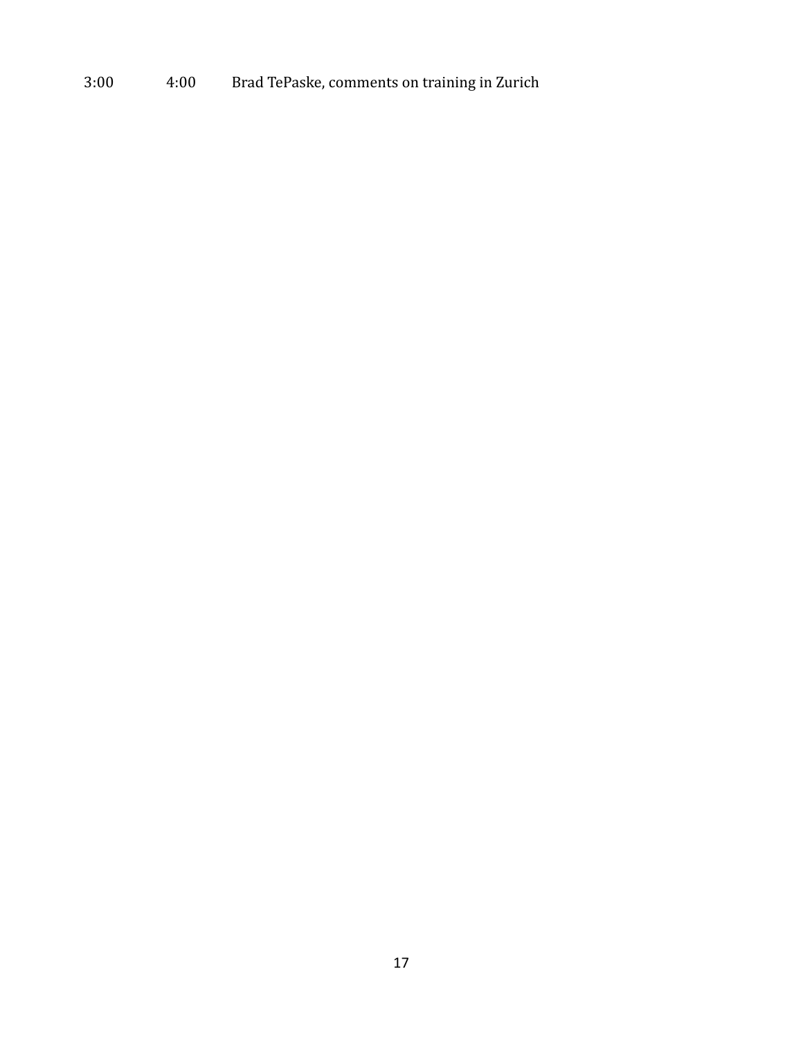| | | |
|---|---|---|
| 3:00 | 4:00 | Brad TePaske, comments on training in Zurich |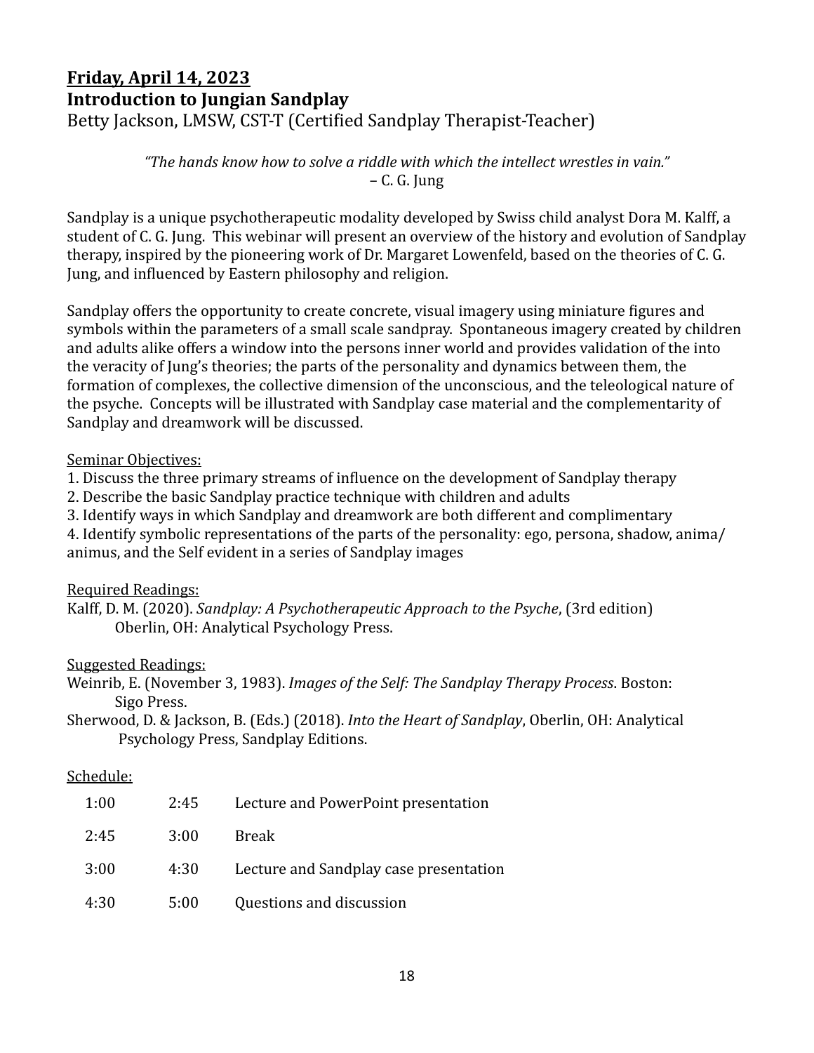## <u>Friday, April 14, 2023</u>

**Introduction to Jungian Sandplay**

Betty Jackson, LMSW, CST-T (Certified Sandplay Therapist-Teacher)

*"The hands know how to solve a riddle with which the intellect wrestles in vain."*
– C. G. Jung

Sandplay is a unique psychotherapeutic modality developed by Swiss child analyst Dora M. Kalff, a student of C. G. Jung. This webinar will present an overview of the history and evolution of Sandplay therapy, inspired by the pioneering work of Dr. Margaret Lowenfeld, based on the theories of C. G. Jung, and influenced by Eastern philosophy and religion.

Sandplay offers the opportunity to create concrete, visual imagery using miniature figures and symbols within the parameters of a small scale sandpray. Spontaneous imagery created by children and adults alike offers a window into the persons inner world and provides validation of the into the veracity of Jung's theories; the parts of the personality and dynamics between them, the formation of complexes, the collective dimension of the unconscious, and the teleological nature of the psyche. Concepts will be illustrated with Sandplay case material and the complementarity of Sandplay and dreamwork will be discussed.

<u>Seminar Objectives:</u>

1. Discuss the three primary streams of influence on the development of Sandplay therapy
2. Describe the basic Sandplay practice technique with children and adults
3. Identify ways in which Sandplay and dreamwork are both different and complimentary
4. Identify symbolic representations of the parts of the personality: ego, persona, shadow, anima/animus, and the Self evident in a series of Sandplay images

<u>Required Readings:</u>

Kalff, D. M. (2020). *Sandplay: A Psychotherapeutic Approach to the Psyche*, (3rd edition) Oberlin, OH: Analytical Psychology Press.

<u>Suggested Readings:</u>

Weinrib, E. (November 3, 1983). *Images of the Self: The Sandplay Therapy Process*. Boston: Sigo Press.

Sherwood, D. & Jackson, B. (Eds.) (2018). *Into the Heart of Sandplay*, Oberlin, OH: Analytical Psychology Press, Sandplay Editions.

<u>Schedule:</u>

| | | |
|---|---|---|
| 1:00 | 2:45 | Lecture and PowerPoint presentation |
| 2:45 | 3:00 | Break |
| 3:00 | 4:30 | Lecture and Sandplay case presentation |
| 4:30 | 5:00 | Questions and discussion |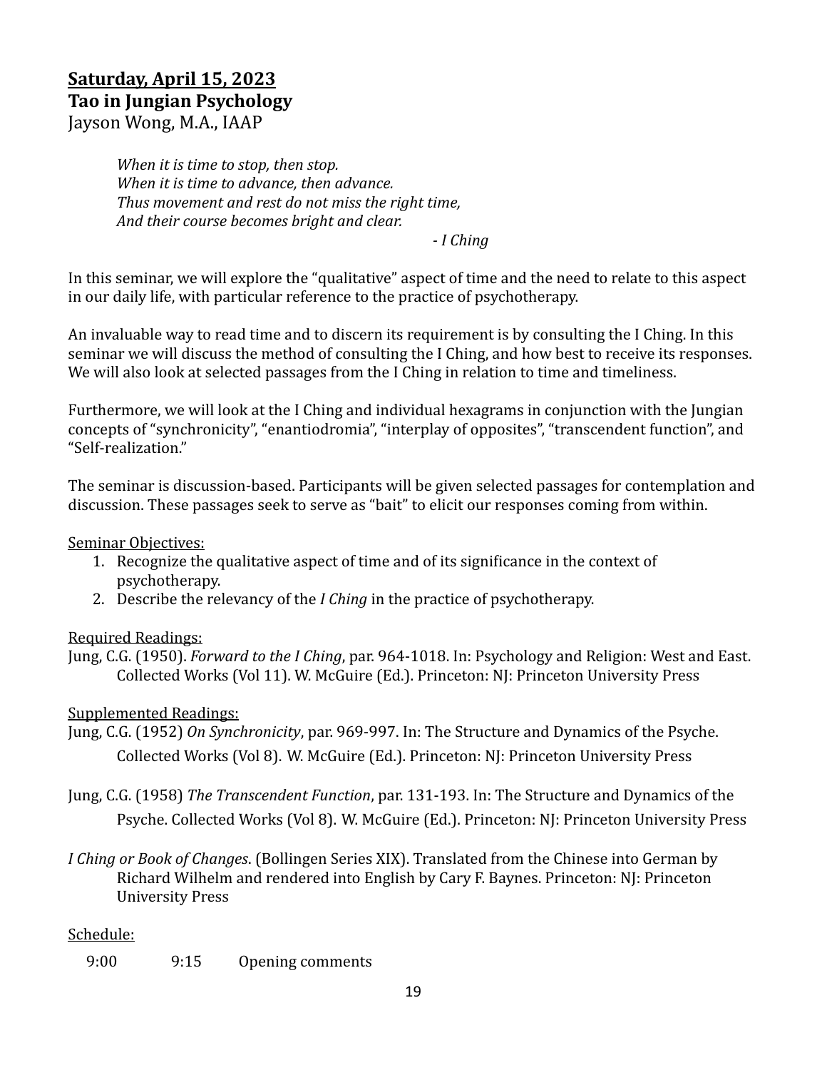**<u>Saturday, April 15, 2023</u>**
**Tao in Jungian Psychology**
Jayson Wong, M.A., IAAP

> *When it is time to stop, then stop.*
> *When it is time to advance, then advance.*
> *Thus movement and rest do not miss the right time,*
> *And their course becomes bright and clear.*
>
> \- *I Ching*

In this seminar, we will explore the "qualitative" aspect of time and the need to relate to this aspect in our daily life, with particular reference to the practice of psychotherapy.

An invaluable way to read time and to discern its requirement is by consulting the I Ching. In this seminar we will discuss the method of consulting the I Ching, and how best to receive its responses. We will also look at selected passages from the I Ching in relation to time and timeliness.

Furthermore, we will look at the I Ching and individual hexagrams in conjunction with the Jungian concepts of "synchronicity", "enantiodromia", "interplay of opposites", "transcendent function", and "Self-realization."

The seminar is discussion-based. Participants will be given selected passages for contemplation and discussion. These passages seek to serve as "bait" to elicit our responses coming from within.

<u>Seminar Objectives:</u>

1. Recognize the qualitative aspect of time and of its significance in the context of psychotherapy.
2. Describe the relevancy of the *I Ching* in the practice of psychotherapy.

<u>Required Readings:</u>

Jung, C.G. (1950). *Forward to the I Ching*, par. 964-1018. In: Psychology and Religion: West and East. Collected Works (Vol 11). W. McGuire (Ed.). Princeton: NJ: Princeton University Press

<u>Supplemented Readings:</u>

Jung, C.G. (1952) *On Synchronicity*, par. 969-997. In: The Structure and Dynamics of the Psyche. Collected Works (Vol 8). W. McGuire (Ed.). Princeton: NJ: Princeton University Press

Jung, C.G. (1958) *The Transcendent Function*, par. 131-193. In: The Structure and Dynamics of the Psyche. Collected Works (Vol 8). W. McGuire (Ed.). Princeton: NJ: Princeton University Press

*I Ching or Book of Changes*. (Bollingen Series XIX). Translated from the Chinese into German by Richard Wilhelm and rendered into English by Cary F. Baynes. Princeton: NJ: Princeton University Press

<u>Schedule:</u>

| | | |
|---|---|---|
| 9:00 | 9:15 | Opening comments |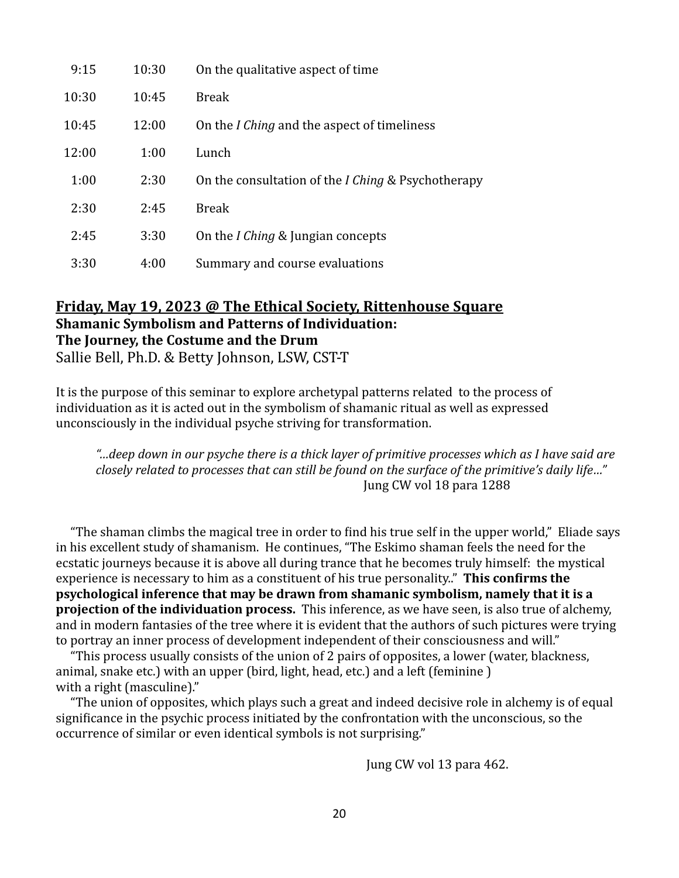| | | |
|---|---|---|
| 9:15 | 10:30 | On the qualitative aspect of time |
| 10:30 | 10:45 | Break |
| 10:45 | 12:00 | On the *I Ching* and the aspect of timeliness |
| 12:00 | 1:00 | Lunch |
| 1:00 | 2:30 | On the consultation of the *I Ching* & Psychotherapy |
| 2:30 | 2:45 | Break |
| 2:45 | 3:30 | On the *I Ching* & Jungian concepts |
| 3:30 | 4:00 | Summary and course evaluations |

## **Friday, May 19, 2023 @ The Ethical Society, Rittenhouse Square**

**Shamanic Symbolism and Patterns of Individuation:**
**The Journey, the Costume and the Drum**
Sallie Bell, Ph.D. & Betty Johnson, LSW, CST-T

It is the purpose of this seminar to explore archetypal patterns related to the process of individuation as it is acted out in the symbolism of shamanic ritual as well as expressed unconsciously in the individual psyche striving for transformation.

> *"…deep down in our psyche there is a thick layer of primitive processes which as I have said are closely related to processes that can still be found on the surface of the primitive's daily life…"*
> Jung CW vol 18 para 1288

"The shaman climbs the magical tree in order to find his true self in the upper world," Eliade says in his excellent study of shamanism. He continues, "The Eskimo shaman feels the need for the ecstatic journeys because it is above all during trance that he becomes truly himself: the mystical experience is necessary to him as a constituent of his true personality.." **This confirms the psychological inference that may be drawn from shamanic symbolism, namely that it is a projection of the individuation process.** This inference, as we have seen, is also true of alchemy, and in modern fantasies of the tree where it is evident that the authors of such pictures were trying to portray an inner process of development independent of their consciousness and will."

"This process usually consists of the union of 2 pairs of opposites, a lower (water, blackness, animal, snake etc.) with an upper (bird, light, head, etc.) and a left (feminine ) with a right (masculine)."

"The union of opposites, which plays such a great and indeed decisive role in alchemy is of equal significance in the psychic process initiated by the confrontation with the unconscious, so the occurrence of similar or even identical symbols is not surprising."

Jung CW vol 13 para 462.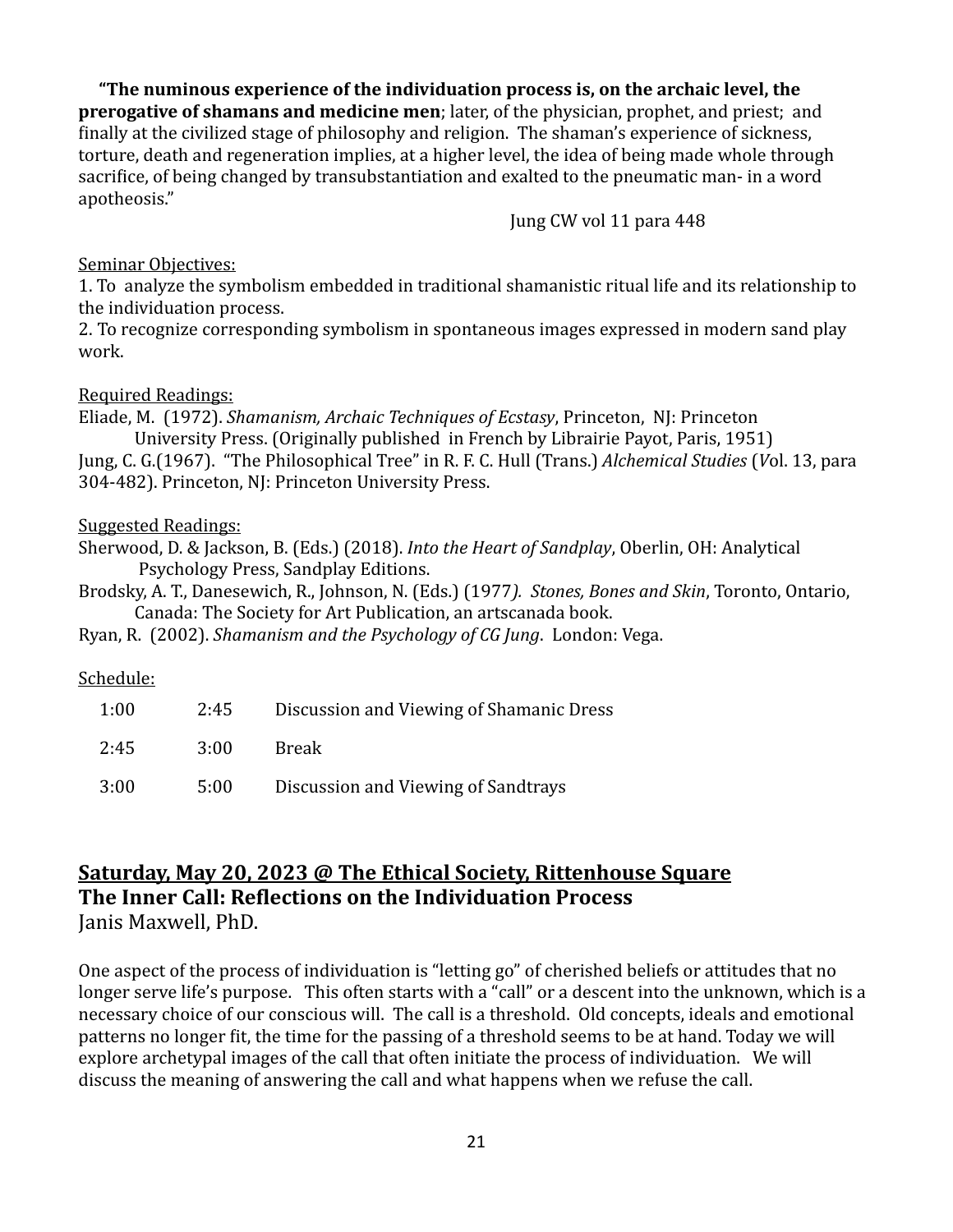**"The numinous experience of the individuation process is, on the archaic level, the prerogative of shamans and medicine men**; later, of the physician, prophet, and priest; and finally at the civilized stage of philosophy and religion. The shaman's experience of sickness, torture, death and regeneration implies, at a higher level, the idea of being made whole through sacrifice, of being changed by transubstantiation and exalted to the pneumatic man- in a word apotheosis."

Jung CW vol 11 para 448

<u>Seminar Objectives:</u>

1. To analyze the symbolism embedded in traditional shamanistic ritual life and its relationship to the individuation process.
2. To recognize corresponding symbolism in spontaneous images expressed in modern sand play work.

<u>Required Readings:</u>

Eliade, M. (1972). *Shamanism, Archaic Techniques of Ecstasy*, Princeton, NJ: Princeton University Press. (Originally published in French by Librairie Payot, Paris, 1951)

Jung, C. G.(1967). "The Philosophical Tree" in R. F. C. Hull (Trans.) *Alchemical Studies* (*V*ol. 13, para 304-482). Princeton, NJ: Princeton University Press.

<u>Suggested Readings:</u>

Sherwood, D. & Jackson, B. (Eds.) (2018). *Into the Heart of Sandplay*, Oberlin, OH: Analytical Psychology Press, Sandplay Editions.

Brodsky, A. T., Danesewich, R., Johnson, N. (Eds.) (1977*). Stones, Bones and Skin*, Toronto, Ontario, Canada: The Society for Art Publication, an artscanada book.

Ryan, R. (2002). *Shamanism and the Psychology of CG Jung*. London: Vega.

<u>Schedule:</u>

| | | |
|---|---|---|
| 1:00 | 2:45 | Discussion and Viewing of Shamanic Dress |
| 2:45 | 3:00 | Break |
| 3:00 | 5:00 | Discussion and Viewing of Sandtrays |

## <u>Saturday, May 20, 2023 @ The Ethical Society, Rittenhouse Square</u>
## The Inner Call: Reflections on the Individuation Process

Janis Maxwell, PhD.

One aspect of the process of individuation is "letting go" of cherished beliefs or attitudes that no longer serve life's purpose. This often starts with a "call" or a descent into the unknown, which is a necessary choice of our conscious will. The call is a threshold. Old concepts, ideals and emotional patterns no longer fit, the time for the passing of a threshold seems to be at hand. Today we will explore archetypal images of the call that often initiate the process of individuation. We will discuss the meaning of answering the call and what happens when we refuse the call.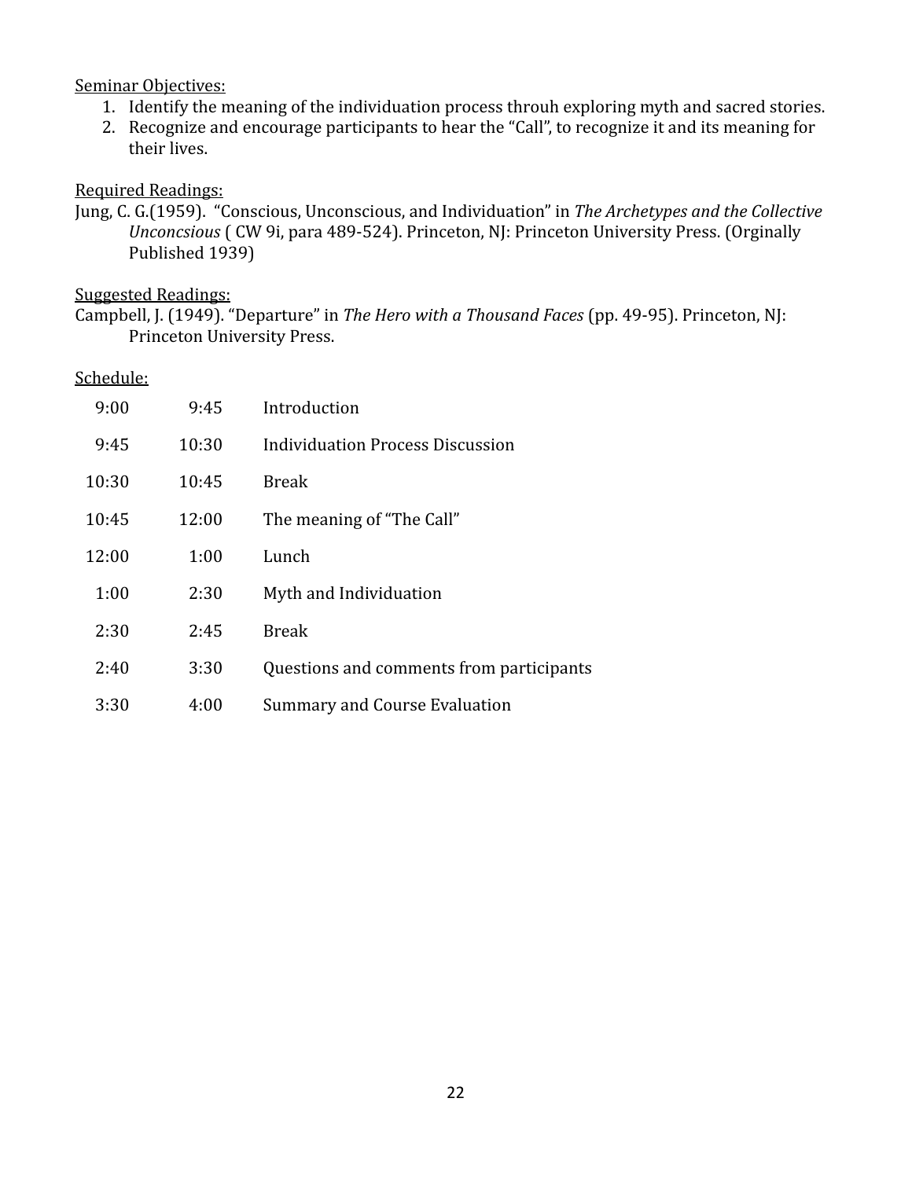Seminar Objectives:

1. Identify the meaning of the individuation process throuh exploring myth and sacred stories.
2. Recognize and encourage participants to hear the "Call", to recognize it and its meaning for their lives.

Required Readings:

Jung, C. G.(1959). "Conscious, Unconscious, and Individuation" in *The Archetypes and the Collective Unconcsious* ( CW 9i, para 489-524). Princeton, NJ: Princeton University Press. (Orginally Published 1939)

Suggested Readings:

Campbell, J. (1949). "Departure" in *The Hero with a Thousand Faces* (pp. 49-95). Princeton, NJ: Princeton University Press.

Schedule:

| | | |
|---|---|---|
| 9:00 | 9:45 | Introduction |
| 9:45 | 10:30 | Individuation Process Discussion |
| 10:30 | 10:45 | Break |
| 10:45 | 12:00 | The meaning of "The Call" |
| 12:00 | 1:00 | Lunch |
| 1:00 | 2:30 | Myth and Individuation |
| 2:30 | 2:45 | Break |
| 2:40 | 3:30 | Questions and comments from participants |
| 3:30 | 4:00 | Summary and Course Evaluation |